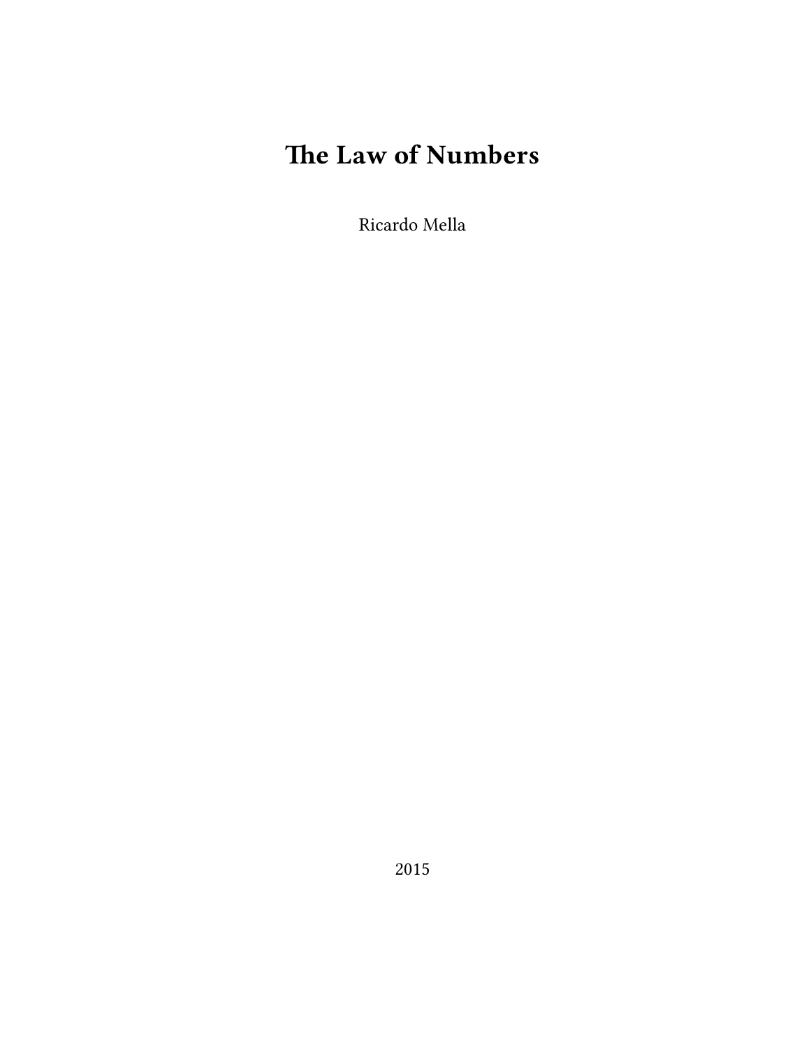# The Law of Numbers

Ricardo Mella

2015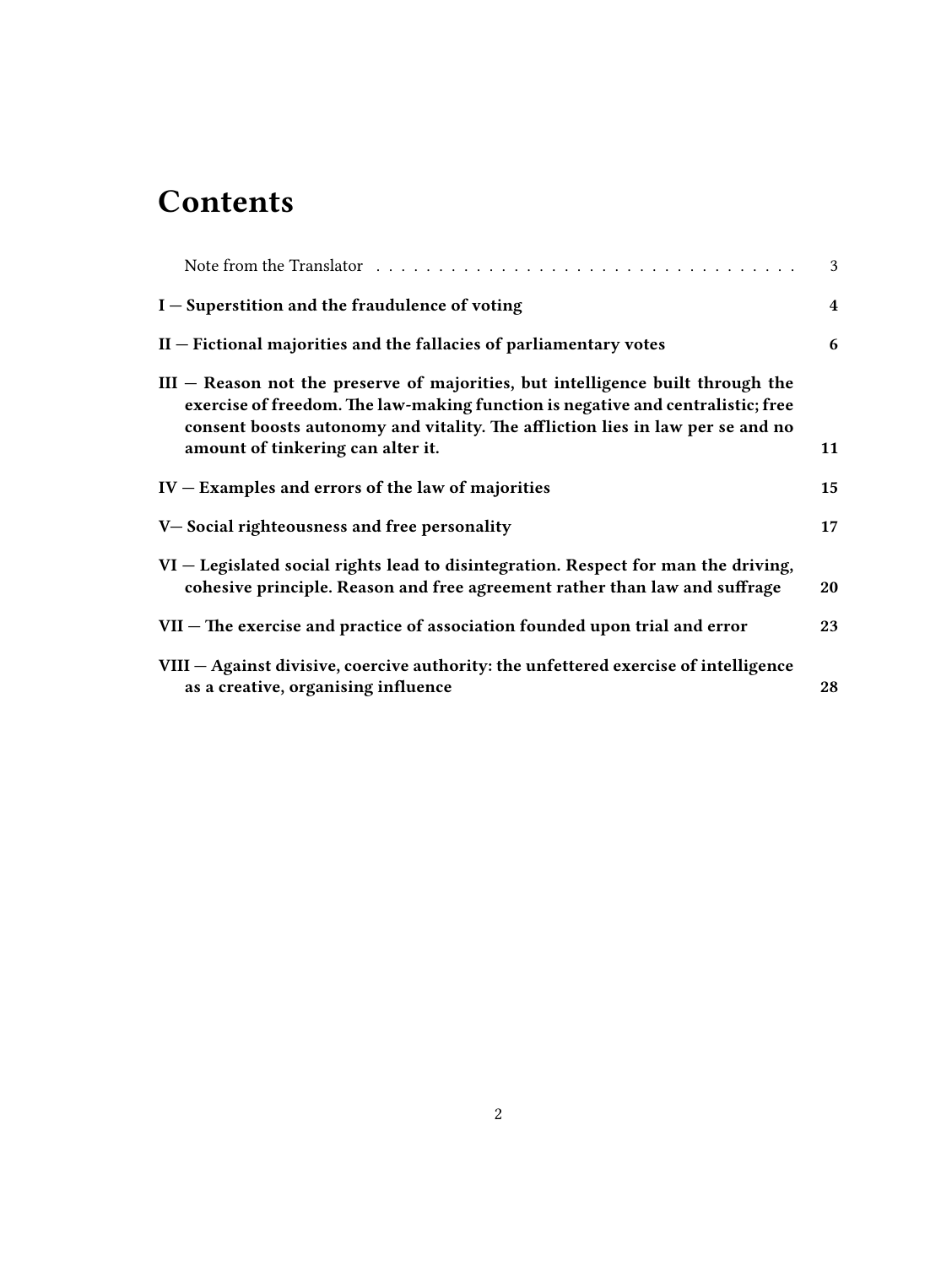# Contents

Note from the Translator . . . . . . . . . . . . . . . . . . . . . . . . . . . . . . . . . . 3

**I — Superstition and the fraudulence of voting** **4**

**II — Fictional majorities and the fallacies of parliamentary votes** **6**

**III — Reason not the preserve of majorities, but intelligence built through the exercise of freedom. The law-making function is negative and centralistic; free consent boosts autonomy and vitality. The affliction lies in law per se and no amount of tinkering can alter it.** **11**

**IV — Examples and errors of the law of majorities** **15**

**V— Social righteousness and free personality** **17**

**VI — Legislated social rights lead to disintegration. Respect for man the driving, cohesive principle. Reason and free agreement rather than law and suffrage** **20**

**VII — The exercise and practice of association founded upon trial and error** **23**

**VIII — Against divisive, coercive authority: the unfettered exercise of intelligence as a creative, organising influence** **28**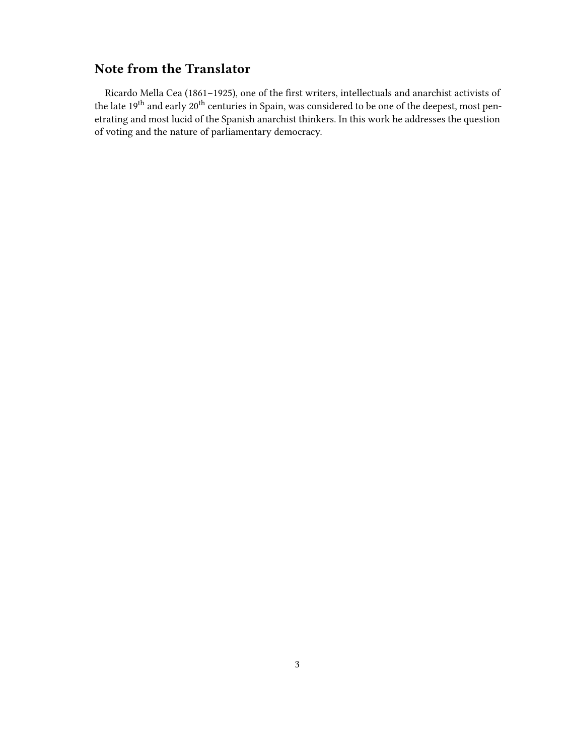## Note from the Translator

Ricardo Mella Cea (1861–1925), one of the first writers, intellectuals and anarchist activists of the late 19th and early 20th centuries in Spain, was considered to be one of the deepest, most penetrating and most lucid of the Spanish anarchist thinkers. In this work he addresses the question of voting and the nature of parliamentary democracy.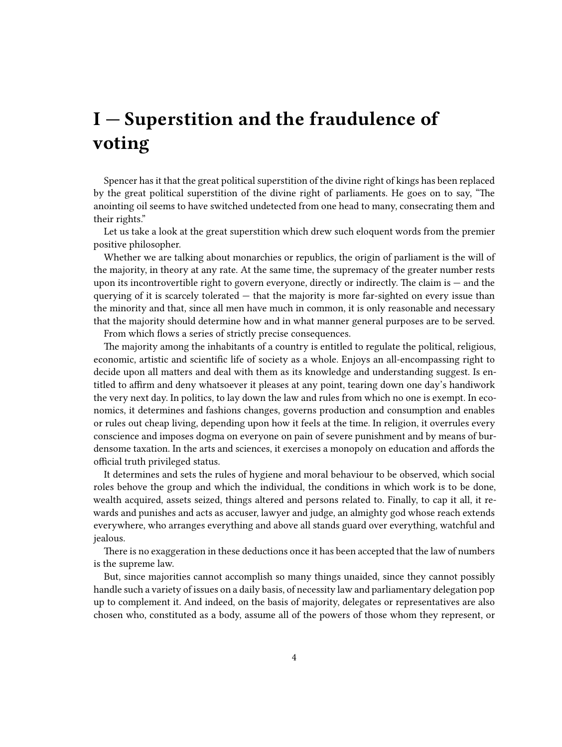# I — Superstition and the fraudulence of voting

Spencer has it that the great political superstition of the divine right of kings has been replaced by the great political superstition of the divine right of parliaments. He goes on to say, "The anointing oil seems to have switched undetected from one head to many, consecrating them and their rights."

Let us take a look at the great superstition which drew such eloquent words from the premier positive philosopher.

Whether we are talking about monarchies or republics, the origin of parliament is the will of the majority, in theory at any rate. At the same time, the supremacy of the greater number rests upon its incontrovertible right to govern everyone, directly or indirectly. The claim is — and the querying of it is scarcely tolerated — that the majority is more far-sighted on every issue than the minority and that, since all men have much in common, it is only reasonable and necessary that the majority should determine how and in what manner general purposes are to be served.

From which flows a series of strictly precise consequences.

The majority among the inhabitants of a country is entitled to regulate the political, religious, economic, artistic and scientific life of society as a whole. Enjoys an all-encompassing right to decide upon all matters and deal with them as its knowledge and understanding suggest. Is entitled to affirm and deny whatsoever it pleases at any point, tearing down one day's handiwork the very next day. In politics, to lay down the law and rules from which no one is exempt. In economics, it determines and fashions changes, governs production and consumption and enables or rules out cheap living, depending upon how it feels at the time. In religion, it overrules every conscience and imposes dogma on everyone on pain of severe punishment and by means of burdensome taxation. In the arts and sciences, it exercises a monopoly on education and affords the official truth privileged status.

It determines and sets the rules of hygiene and moral behaviour to be observed, which social roles behove the group and which the individual, the conditions in which work is to be done, wealth acquired, assets seized, things altered and persons related to. Finally, to cap it all, it rewards and punishes and acts as accuser, lawyer and judge, an almighty god whose reach extends everywhere, who arranges everything and above all stands guard over everything, watchful and jealous.

There is no exaggeration in these deductions once it has been accepted that the law of numbers is the supreme law.

But, since majorities cannot accomplish so many things unaided, since they cannot possibly handle such a variety of issues on a daily basis, of necessity law and parliamentary delegation pop up to complement it. And indeed, on the basis of majority, delegates or representatives are also chosen who, constituted as a body, assume all of the powers of those whom they represent, or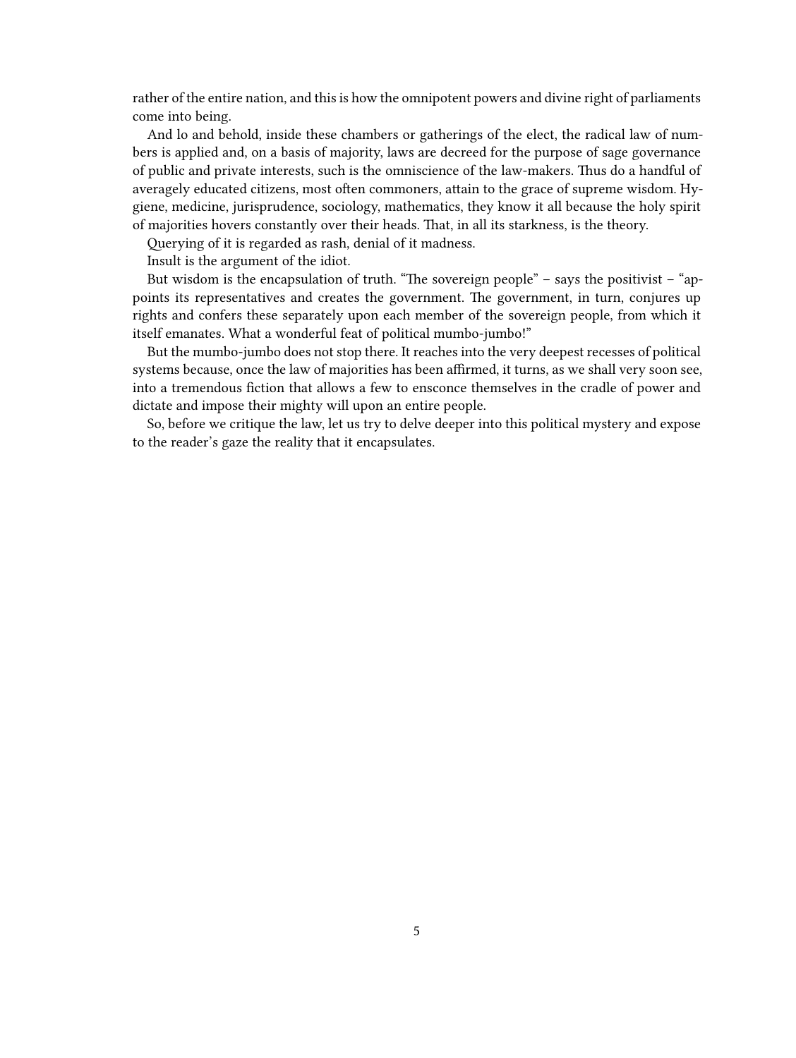rather of the entire nation, and this is how the omnipotent powers and divine right of parliaments come into being.

And lo and behold, inside these chambers or gatherings of the elect, the radical law of numbers is applied and, on a basis of majority, laws are decreed for the purpose of sage governance of public and private interests, such is the omniscience of the law-makers. Thus do a handful of averagely educated citizens, most often commoners, attain to the grace of supreme wisdom. Hygiene, medicine, jurisprudence, sociology, mathematics, they know it all because the holy spirit of majorities hovers constantly over their heads. That, in all its starkness, is the theory.

Querying of it is regarded as rash, denial of it madness.

Insult is the argument of the idiot.

But wisdom is the encapsulation of truth. "The sovereign people" – says the positivist – "appoints its representatives and creates the government. The government, in turn, conjures up rights and confers these separately upon each member of the sovereign people, from which it itself emanates. What a wonderful feat of political mumbo-jumbo!"

But the mumbo-jumbo does not stop there. It reaches into the very deepest recesses of political systems because, once the law of majorities has been affirmed, it turns, as we shall very soon see, into a tremendous fiction that allows a few to ensconce themselves in the cradle of power and dictate and impose their mighty will upon an entire people.

So, before we critique the law, let us try to delve deeper into this political mystery and expose to the reader's gaze the reality that it encapsulates.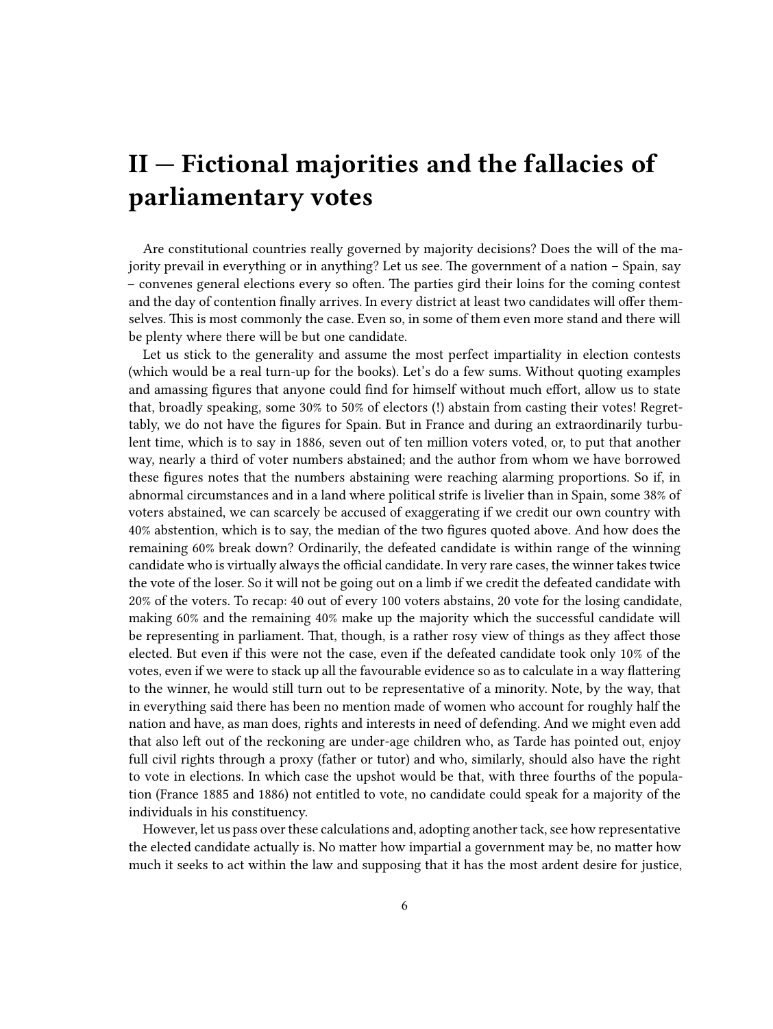# II — Fictional majorities and the fallacies of parliamentary votes

Are constitutional countries really governed by majority decisions? Does the will of the majority prevail in everything or in anything? Let us see. The government of a nation – Spain, say – convenes general elections every so often. The parties gird their loins for the coming contest and the day of contention finally arrives. In every district at least two candidates will offer themselves. This is most commonly the case. Even so, in some of them even more stand and there will be plenty where there will be but one candidate.

Let us stick to the generality and assume the most perfect impartiality in election contests (which would be a real turn-up for the books). Let's do a few sums. Without quoting examples and amassing figures that anyone could find for himself without much effort, allow us to state that, broadly speaking, some 30% to 50% of electors (!) abstain from casting their votes! Regrettably, we do not have the figures for Spain. But in France and during an extraordinarily turbulent time, which is to say in 1886, seven out of ten million voters voted, or, to put that another way, nearly a third of voter numbers abstained; and the author from whom we have borrowed these figures notes that the numbers abstaining were reaching alarming proportions. So if, in abnormal circumstances and in a land where political strife is livelier than in Spain, some 38% of voters abstained, we can scarcely be accused of exaggerating if we credit our own country with 40% abstention, which is to say, the median of the two figures quoted above. And how does the remaining 60% break down? Ordinarily, the defeated candidate is within range of the winning candidate who is virtually always the official candidate. In very rare cases, the winner takes twice the vote of the loser. So it will not be going out on a limb if we credit the defeated candidate with 20% of the voters. To recap: 40 out of every 100 voters abstains, 20 vote for the losing candidate, making 60% and the remaining 40% make up the majority which the successful candidate will be representing in parliament. That, though, is a rather rosy view of things as they affect those elected. But even if this were not the case, even if the defeated candidate took only 10% of the votes, even if we were to stack up all the favourable evidence so as to calculate in a way flattering to the winner, he would still turn out to be representative of a minority. Note, by the way, that in everything said there has been no mention made of women who account for roughly half the nation and have, as man does, rights and interests in need of defending. And we might even add that also left out of the reckoning are under-age children who, as Tarde has pointed out, enjoy full civil rights through a proxy (father or tutor) and who, similarly, should also have the right to vote in elections. In which case the upshot would be that, with three fourths of the population (France 1885 and 1886) not entitled to vote, no candidate could speak for a majority of the individuals in his constituency.

However, let us pass over these calculations and, adopting another tack, see how representative the elected candidate actually is. No matter how impartial a government may be, no matter how much it seeks to act within the law and supposing that it has the most ardent desire for justice,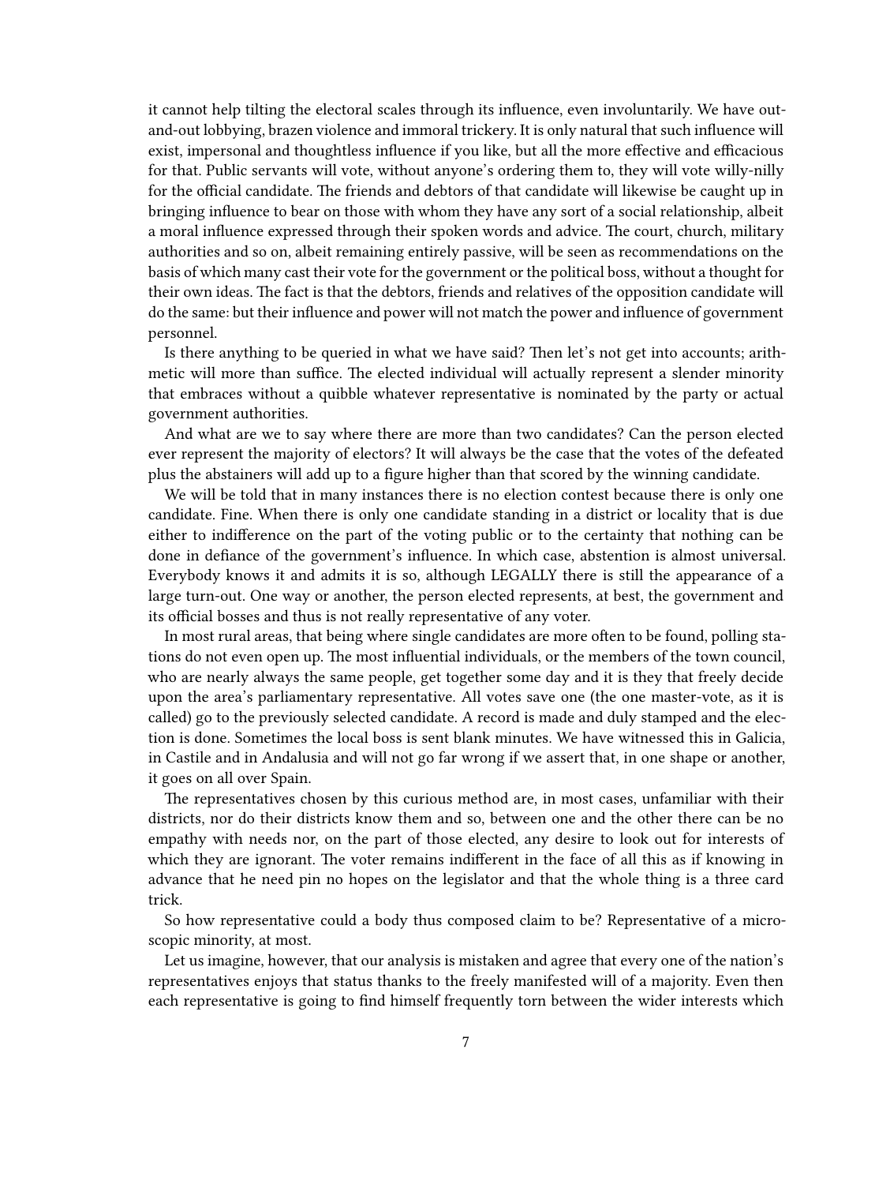it cannot help tilting the electoral scales through its influence, even involuntarily. We have out-and-out lobbying, brazen violence and immoral trickery. It is only natural that such influence will exist, impersonal and thoughtless influence if you like, but all the more effective and efficacious for that. Public servants will vote, without anyone's ordering them to, they will vote willy-nilly for the official candidate. The friends and debtors of that candidate will likewise be caught up in bringing influence to bear on those with whom they have any sort of a social relationship, albeit a moral influence expressed through their spoken words and advice. The court, church, military authorities and so on, albeit remaining entirely passive, will be seen as recommendations on the basis of which many cast their vote for the government or the political boss, without a thought for their own ideas. The fact is that the debtors, friends and relatives of the opposition candidate will do the same: but their influence and power will not match the power and influence of government personnel.

Is there anything to be queried in what we have said? Then let's not get into accounts; arithmetic will more than suffice. The elected individual will actually represent a slender minority that embraces without a quibble whatever representative is nominated by the party or actual government authorities.

And what are we to say where there are more than two candidates? Can the person elected ever represent the majority of electors? It will always be the case that the votes of the defeated plus the abstainers will add up to a figure higher than that scored by the winning candidate.

We will be told that in many instances there is no election contest because there is only one candidate. Fine. When there is only one candidate standing in a district or locality that is due either to indifference on the part of the voting public or to the certainty that nothing can be done in defiance of the government's influence. In which case, abstention is almost universal. Everybody knows it and admits it is so, although LEGALLY there is still the appearance of a large turn-out. One way or another, the person elected represents, at best, the government and its official bosses and thus is not really representative of any voter.

In most rural areas, that being where single candidates are more often to be found, polling stations do not even open up. The most influential individuals, or the members of the town council, who are nearly always the same people, get together some day and it is they that freely decide upon the area's parliamentary representative. All votes save one (the one master-vote, as it is called) go to the previously selected candidate. A record is made and duly stamped and the election is done. Sometimes the local boss is sent blank minutes. We have witnessed this in Galicia, in Castile and in Andalusia and will not go far wrong if we assert that, in one shape or another, it goes on all over Spain.

The representatives chosen by this curious method are, in most cases, unfamiliar with their districts, nor do their districts know them and so, between one and the other there can be no empathy with needs nor, on the part of those elected, any desire to look out for interests of which they are ignorant. The voter remains indifferent in the face of all this as if knowing in advance that he need pin no hopes on the legislator and that the whole thing is a three card trick.

So how representative could a body thus composed claim to be? Representative of a microscopic minority, at most.

Let us imagine, however, that our analysis is mistaken and agree that every one of the nation's representatives enjoys that status thanks to the freely manifested will of a majority. Even then each representative is going to find himself frequently torn between the wider interests which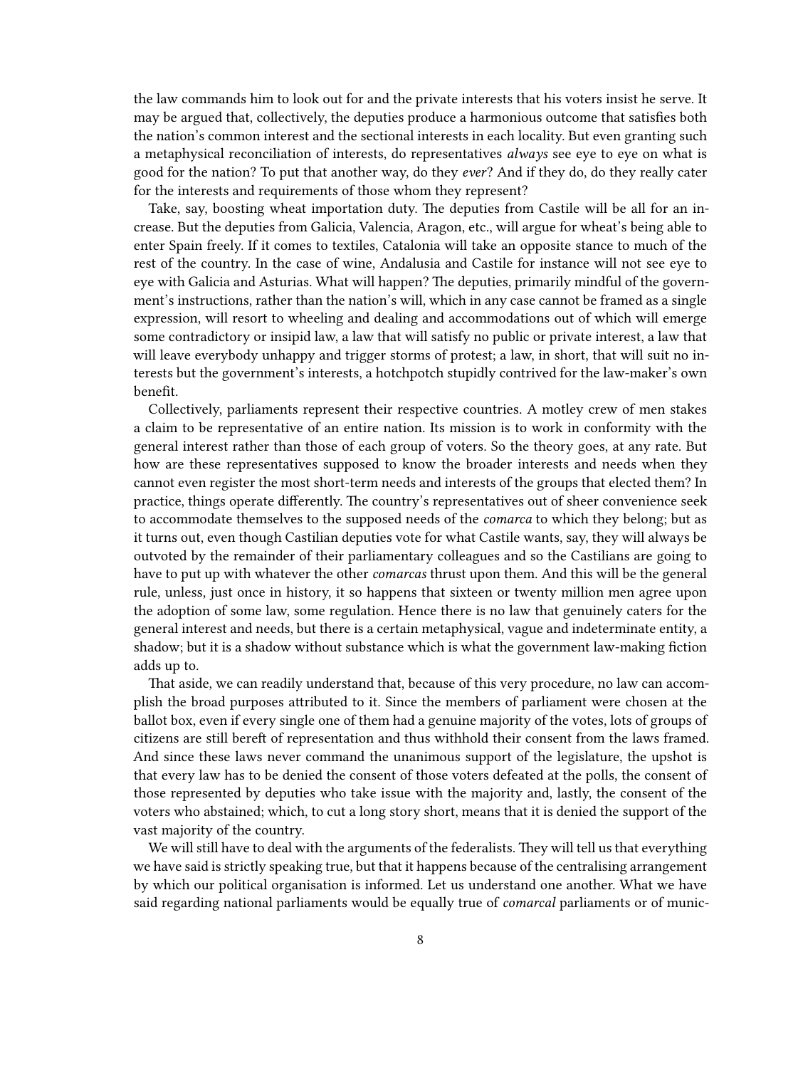the law commands him to look out for and the private interests that his voters insist he serve. It may be argued that, collectively, the deputies produce a harmonious outcome that satisfies both the nation's common interest and the sectional interests in each locality. But even granting such a metaphysical reconciliation of interests, do representatives *always* see eye to eye on what is good for the nation? To put that another way, do they *ever*? And if they do, do they really cater for the interests and requirements of those whom they represent?

Take, say, boosting wheat importation duty. The deputies from Castile will be all for an increase. But the deputies from Galicia, Valencia, Aragon, etc., will argue for wheat's being able to enter Spain freely. If it comes to textiles, Catalonia will take an opposite stance to much of the rest of the country. In the case of wine, Andalusia and Castile for instance will not see eye to eye with Galicia and Asturias. What will happen? The deputies, primarily mindful of the government's instructions, rather than the nation's will, which in any case cannot be framed as a single expression, will resort to wheeling and dealing and accommodations out of which will emerge some contradictory or insipid law, a law that will satisfy no public or private interest, a law that will leave everybody unhappy and trigger storms of protest; a law, in short, that will suit no interests but the government's interests, a hotchpotch stupidly contrived for the law-maker's own benefit.

Collectively, parliaments represent their respective countries. A motley crew of men stakes a claim to be representative of an entire nation. Its mission is to work in conformity with the general interest rather than those of each group of voters. So the theory goes, at any rate. But how are these representatives supposed to know the broader interests and needs when they cannot even register the most short-term needs and interests of the groups that elected them? In practice, things operate differently. The country's representatives out of sheer convenience seek to accommodate themselves to the supposed needs of the *comarca* to which they belong; but as it turns out, even though Castilian deputies vote for what Castile wants, say, they will always be outvoted by the remainder of their parliamentary colleagues and so the Castilians are going to have to put up with whatever the other *comarcas* thrust upon them. And this will be the general rule, unless, just once in history, it so happens that sixteen or twenty million men agree upon the adoption of some law, some regulation. Hence there is no law that genuinely caters for the general interest and needs, but there is a certain metaphysical, vague and indeterminate entity, a shadow; but it is a shadow without substance which is what the government law-making fiction adds up to.

That aside, we can readily understand that, because of this very procedure, no law can accomplish the broad purposes attributed to it. Since the members of parliament were chosen at the ballot box, even if every single one of them had a genuine majority of the votes, lots of groups of citizens are still bereft of representation and thus withhold their consent from the laws framed. And since these laws never command the unanimous support of the legislature, the upshot is that every law has to be denied the consent of those voters defeated at the polls, the consent of those represented by deputies who take issue with the majority and, lastly, the consent of the voters who abstained; which, to cut a long story short, means that it is denied the support of the vast majority of the country.

We will still have to deal with the arguments of the federalists. They will tell us that everything we have said is strictly speaking true, but that it happens because of the centralising arrangement by which our political organisation is informed. Let us understand one another. What we have said regarding national parliaments would be equally true of *comarcal* parliaments or of munic-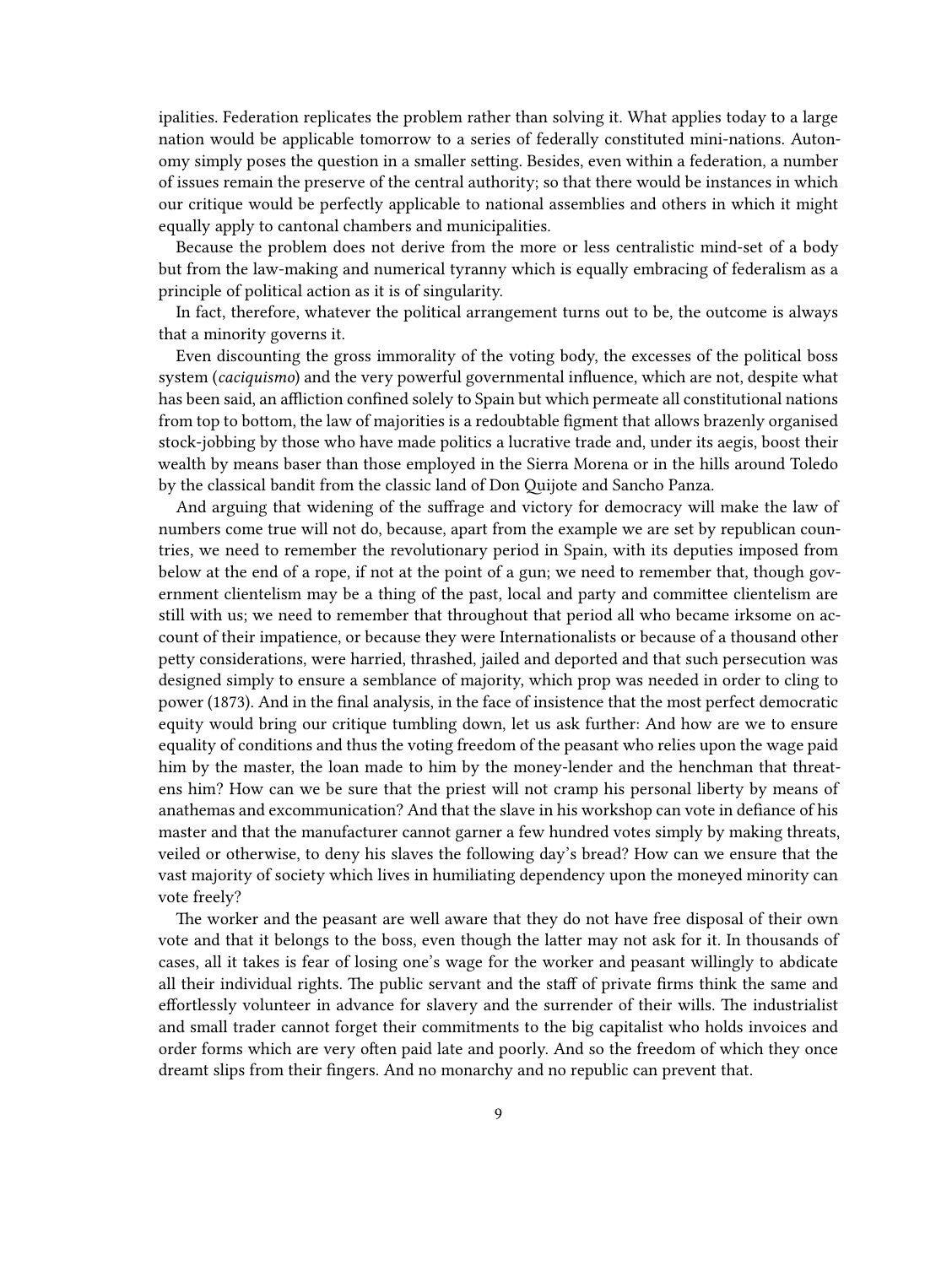ipalities. Federation replicates the problem rather than solving it. What applies today to a large nation would be applicable tomorrow to a series of federally constituted mini-nations. Autonomy simply poses the question in a smaller setting. Besides, even within a federation, a number of issues remain the preserve of the central authority; so that there would be instances in which our critique would be perfectly applicable to national assemblies and others in which it might equally apply to cantonal chambers and municipalities.

Because the problem does not derive from the more or less centralistic mind-set of a body but from the law-making and numerical tyranny which is equally embracing of federalism as a principle of political action as it is of singularity.

In fact, therefore, whatever the political arrangement turns out to be, the outcome is always that a minority governs it.

Even discounting the gross immorality of the voting body, the excesses of the political boss system (*caciquismo*) and the very powerful governmental influence, which are not, despite what has been said, an affliction confined solely to Spain but which permeate all constitutional nations from top to bottom, the law of majorities is a redoubtable figment that allows brazenly organised stock-jobbing by those who have made politics a lucrative trade and, under its aegis, boost their wealth by means baser than those employed in the Sierra Morena or in the hills around Toledo by the classical bandit from the classic land of Don Quijote and Sancho Panza.

And arguing that widening of the suffrage and victory for democracy will make the law of numbers come true will not do, because, apart from the example we are set by republican countries, we need to remember the revolutionary period in Spain, with its deputies imposed from below at the end of a rope, if not at the point of a gun; we need to remember that, though government clientelism may be a thing of the past, local and party and committee clientelism are still with us; we need to remember that throughout that period all who became irksome on account of their impatience, or because they were Internationalists or because of a thousand other petty considerations, were harried, thrashed, jailed and deported and that such persecution was designed simply to ensure a semblance of majority, which prop was needed in order to cling to power (1873). And in the final analysis, in the face of insistence that the most perfect democratic equity would bring our critique tumbling down, let us ask further: And how are we to ensure equality of conditions and thus the voting freedom of the peasant who relies upon the wage paid him by the master, the loan made to him by the money-lender and the henchman that threatens him? How can we be sure that the priest will not cramp his personal liberty by means of anathemas and excommunication? And that the slave in his workshop can vote in defiance of his master and that the manufacturer cannot garner a few hundred votes simply by making threats, veiled or otherwise, to deny his slaves the following day's bread? How can we ensure that the vast majority of society which lives in humiliating dependency upon the moneyed minority can vote freely?

The worker and the peasant are well aware that they do not have free disposal of their own vote and that it belongs to the boss, even though the latter may not ask for it. In thousands of cases, all it takes is fear of losing one's wage for the worker and peasant willingly to abdicate all their individual rights. The public servant and the staff of private firms think the same and effortlessly volunteer in advance for slavery and the surrender of their wills. The industrialist and small trader cannot forget their commitments to the big capitalist who holds invoices and order forms which are very often paid late and poorly. And so the freedom of which they once dreamt slips from their fingers. And no monarchy and no republic can prevent that.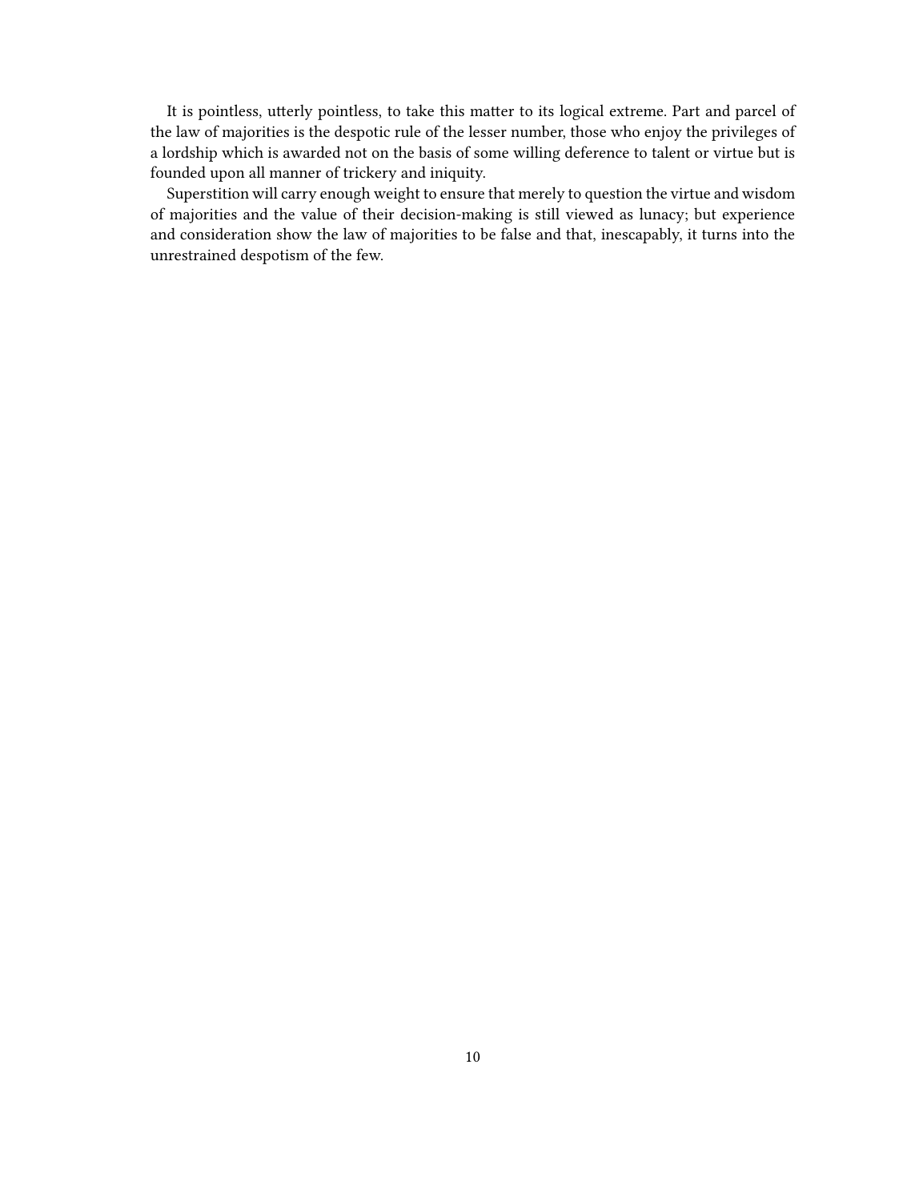It is pointless, utterly pointless, to take this matter to its logical extreme. Part and parcel of the law of majorities is the despotic rule of the lesser number, those who enjoy the privileges of a lordship which is awarded not on the basis of some willing deference to talent or virtue but is founded upon all manner of trickery and iniquity.

Superstition will carry enough weight to ensure that merely to question the virtue and wisdom of majorities and the value of their decision-making is still viewed as lunacy; but experience and consideration show the law of majorities to be false and that, inescapably, it turns into the unrestrained despotism of the few.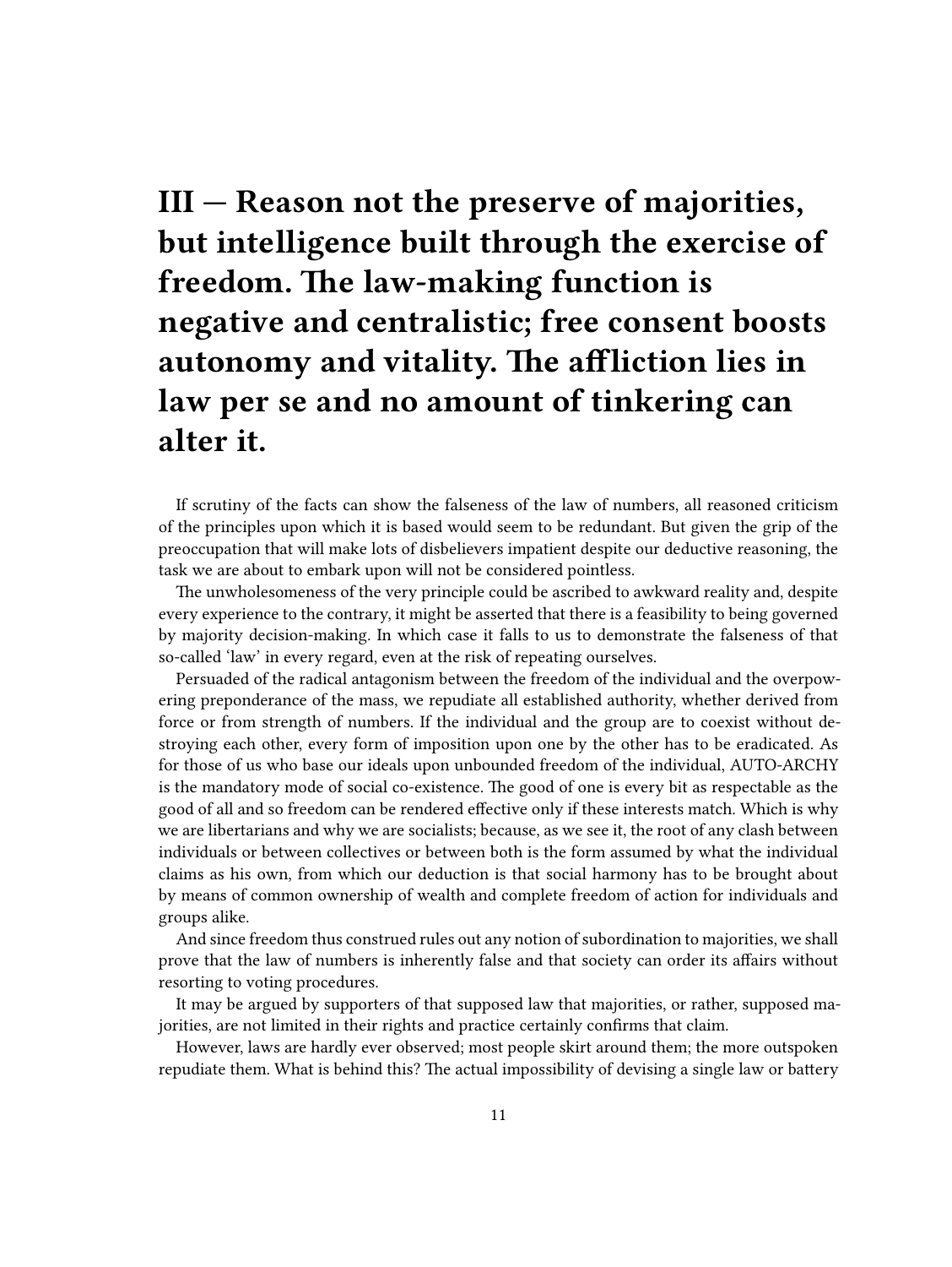## III — Reason not the preserve of majorities, but intelligence built through the exercise of freedom. The law-making function is negative and centralistic; free consent boosts autonomy and vitality. The affliction lies in law per se and no amount of tinkering can alter it.

If scrutiny of the facts can show the falseness of the law of numbers, all reasoned criticism of the principles upon which it is based would seem to be redundant. But given the grip of the preoccupation that will make lots of disbelievers impatient despite our deductive reasoning, the task we are about to embark upon will not be considered pointless.

The unwholesomeness of the very principle could be ascribed to awkward reality and, despite every experience to the contrary, it might be asserted that there is a feasibility to being governed by majority decision-making. In which case it falls to us to demonstrate the falseness of that so-called 'law' in every regard, even at the risk of repeating ourselves.

Persuaded of the radical antagonism between the freedom of the individual and the overpowering preponderance of the mass, we repudiate all established authority, whether derived from force or from strength of numbers. If the individual and the group are to coexist without destroying each other, every form of imposition upon one by the other has to be eradicated. As for those of us who base our ideals upon unbounded freedom of the individual, AUTO-ARCHY is the mandatory mode of social co-existence. The good of one is every bit as respectable as the good of all and so freedom can be rendered effective only if these interests match. Which is why we are libertarians and why we are socialists; because, as we see it, the root of any clash between individuals or between collectives or between both is the form assumed by what the individual claims as his own, from which our deduction is that social harmony has to be brought about by means of common ownership of wealth and complete freedom of action for individuals and groups alike.

And since freedom thus construed rules out any notion of subordination to majorities, we shall prove that the law of numbers is inherently false and that society can order its affairs without resorting to voting procedures.

It may be argued by supporters of that supposed law that majorities, or rather, supposed majorities, are not limited in their rights and practice certainly confirms that claim.

However, laws are hardly ever observed; most people skirt around them; the more outspoken repudiate them. What is behind this? The actual impossibility of devising a single law or battery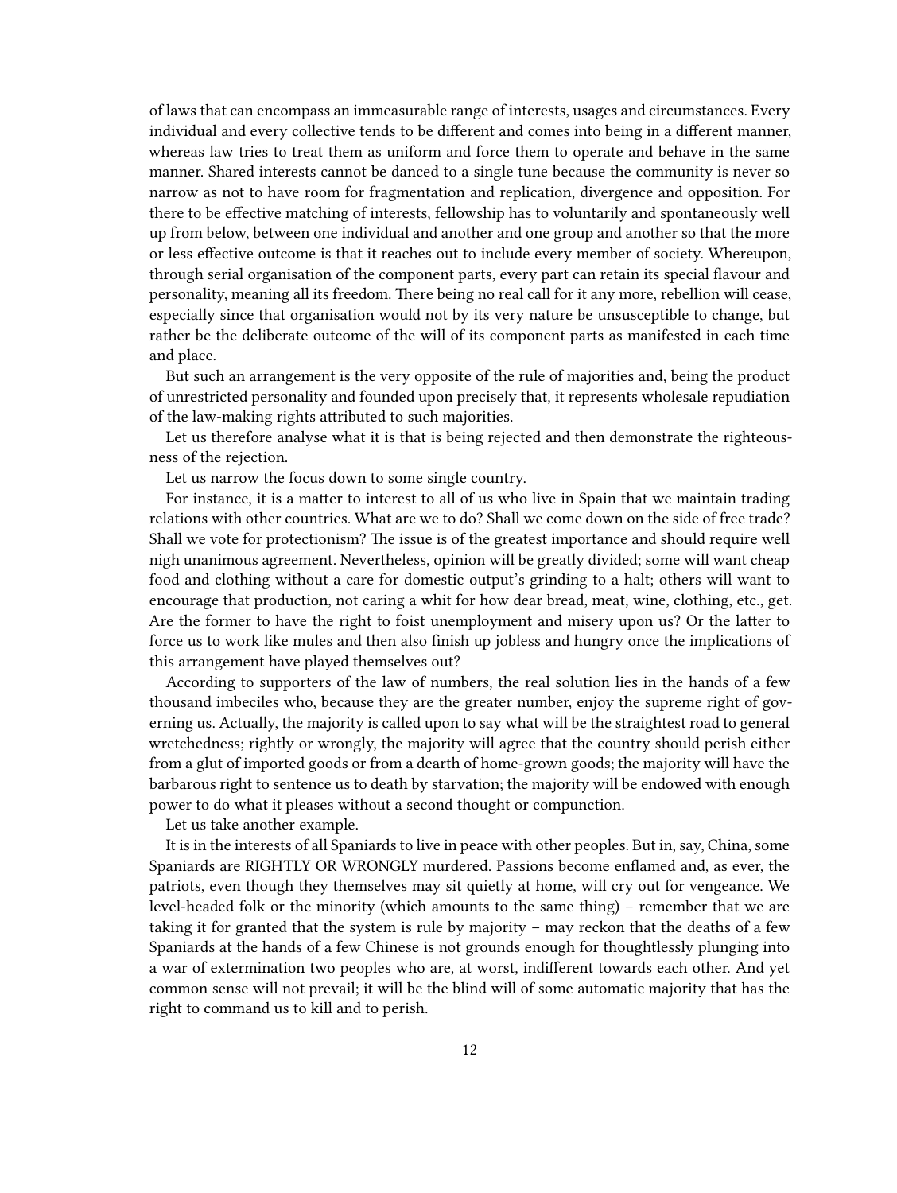of laws that can encompass an immeasurable range of interests, usages and circumstances. Every individual and every collective tends to be different and comes into being in a different manner, whereas law tries to treat them as uniform and force them to operate and behave in the same manner. Shared interests cannot be danced to a single tune because the community is never so narrow as not to have room for fragmentation and replication, divergence and opposition. For there to be effective matching of interests, fellowship has to voluntarily and spontaneously well up from below, between one individual and another and one group and another so that the more or less effective outcome is that it reaches out to include every member of society. Whereupon, through serial organisation of the component parts, every part can retain its special flavour and personality, meaning all its freedom. There being no real call for it any more, rebellion will cease, especially since that organisation would not by its very nature be unsusceptible to change, but rather be the deliberate outcome of the will of its component parts as manifested in each time and place.

But such an arrangement is the very opposite of the rule of majorities and, being the product of unrestricted personality and founded upon precisely that, it represents wholesale repudiation of the law-making rights attributed to such majorities.

Let us therefore analyse what it is that is being rejected and then demonstrate the righteousness of the rejection.

Let us narrow the focus down to some single country.

For instance, it is a matter to interest to all of us who live in Spain that we maintain trading relations with other countries. What are we to do? Shall we come down on the side of free trade? Shall we vote for protectionism? The issue is of the greatest importance and should require well nigh unanimous agreement. Nevertheless, opinion will be greatly divided; some will want cheap food and clothing without a care for domestic output's grinding to a halt; others will want to encourage that production, not caring a whit for how dear bread, meat, wine, clothing, etc., get. Are the former to have the right to foist unemployment and misery upon us? Or the latter to force us to work like mules and then also finish up jobless and hungry once the implications of this arrangement have played themselves out?

According to supporters of the law of numbers, the real solution lies in the hands of a few thousand imbeciles who, because they are the greater number, enjoy the supreme right of governing us. Actually, the majority is called upon to say what will be the straightest road to general wretchedness; rightly or wrongly, the majority will agree that the country should perish either from a glut of imported goods or from a dearth of home-grown goods; the majority will have the barbarous right to sentence us to death by starvation; the majority will be endowed with enough power to do what it pleases without a second thought or compunction.

Let us take another example.

It is in the interests of all Spaniards to live in peace with other peoples. But in, say, China, some Spaniards are RIGHTLY OR WRONGLY murdered. Passions become enflamed and, as ever, the patriots, even though they themselves may sit quietly at home, will cry out for vengeance. We level-headed folk or the minority (which amounts to the same thing) – remember that we are taking it for granted that the system is rule by majority – may reckon that the deaths of a few Spaniards at the hands of a few Chinese is not grounds enough for thoughtlessly plunging into a war of extermination two peoples who are, at worst, indifferent towards each other. And yet common sense will not prevail; it will be the blind will of some automatic majority that has the right to command us to kill and to perish.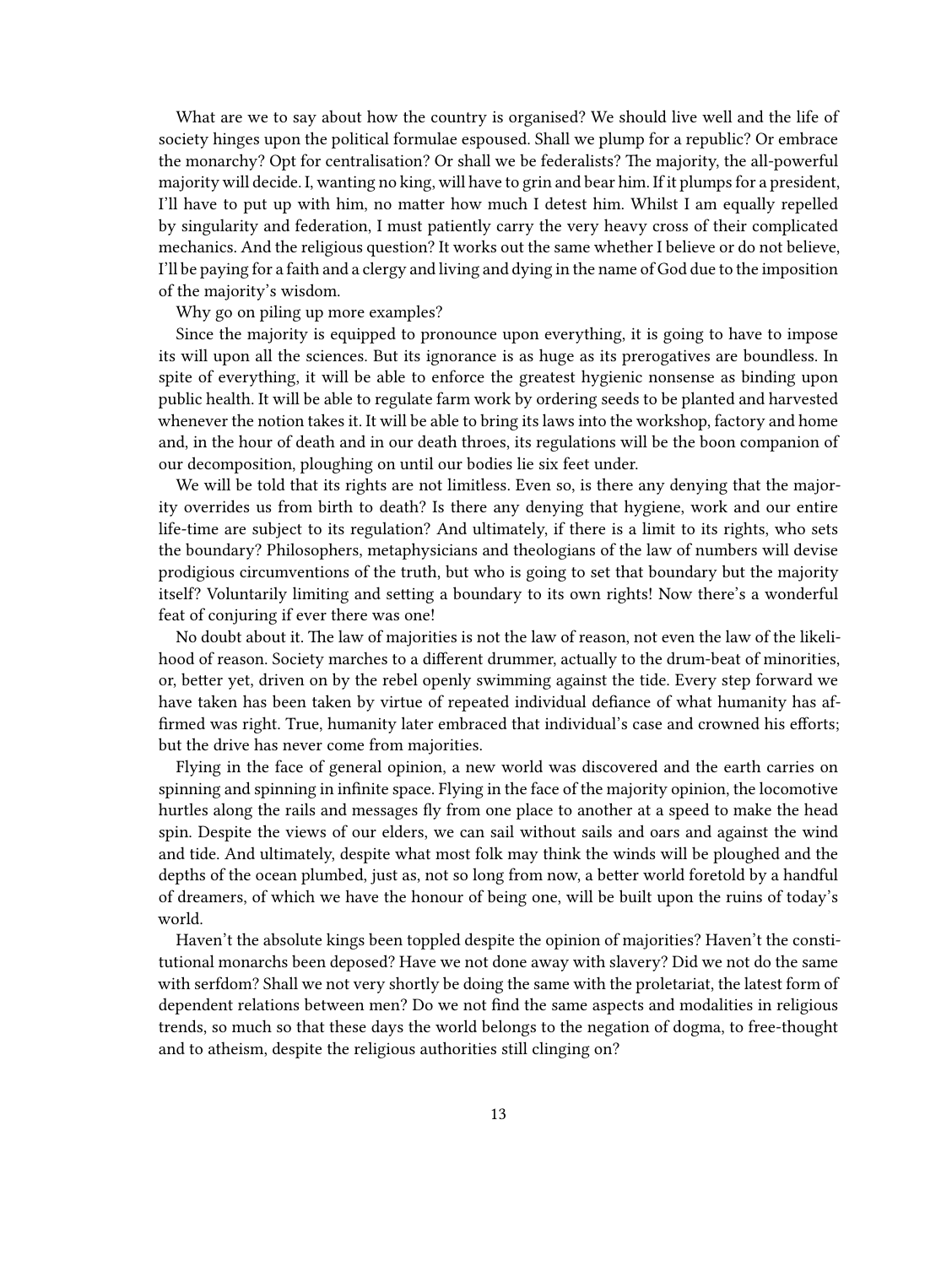What are we to say about how the country is organised? We should live well and the life of society hinges upon the political formulae espoused. Shall we plump for a republic? Or embrace the monarchy? Opt for centralisation? Or shall we be federalists? The majority, the all-powerful majority will decide. I, wanting no king, will have to grin and bear him. If it plumps for a president, I'll have to put up with him, no matter how much I detest him. Whilst I am equally repelled by singularity and federation, I must patiently carry the very heavy cross of their complicated mechanics. And the religious question? It works out the same whether I believe or do not believe, I'll be paying for a faith and a clergy and living and dying in the name of God due to the imposition of the majority's wisdom.

Why go on piling up more examples?

Since the majority is equipped to pronounce upon everything, it is going to have to impose its will upon all the sciences. But its ignorance is as huge as its prerogatives are boundless. In spite of everything, it will be able to enforce the greatest hygienic nonsense as binding upon public health. It will be able to regulate farm work by ordering seeds to be planted and harvested whenever the notion takes it. It will be able to bring its laws into the workshop, factory and home and, in the hour of death and in our death throes, its regulations will be the boon companion of our decomposition, ploughing on until our bodies lie six feet under.

We will be told that its rights are not limitless. Even so, is there any denying that the majority overrides us from birth to death? Is there any denying that hygiene, work and our entire life-time are subject to its regulation? And ultimately, if there is a limit to its rights, who sets the boundary? Philosophers, metaphysicians and theologians of the law of numbers will devise prodigious circumventions of the truth, but who is going to set that boundary but the majority itself? Voluntarily limiting and setting a boundary to its own rights! Now there's a wonderful feat of conjuring if ever there was one!

No doubt about it. The law of majorities is not the law of reason, not even the law of the likelihood of reason. Society marches to a different drummer, actually to the drum-beat of minorities, or, better yet, driven on by the rebel openly swimming against the tide. Every step forward we have taken has been taken by virtue of repeated individual defiance of what humanity has affirmed was right. True, humanity later embraced that individual's case and crowned his efforts; but the drive has never come from majorities.

Flying in the face of general opinion, a new world was discovered and the earth carries on spinning and spinning in infinite space. Flying in the face of the majority opinion, the locomotive hurtles along the rails and messages fly from one place to another at a speed to make the head spin. Despite the views of our elders, we can sail without sails and oars and against the wind and tide. And ultimately, despite what most folk may think the winds will be ploughed and the depths of the ocean plumbed, just as, not so long from now, a better world foretold by a handful of dreamers, of which we have the honour of being one, will be built upon the ruins of today's world.

Haven't the absolute kings been toppled despite the opinion of majorities? Haven't the constitutional monarchs been deposed? Have we not done away with slavery? Did we not do the same with serfdom? Shall we not very shortly be doing the same with the proletariat, the latest form of dependent relations between men? Do we not find the same aspects and modalities in religious trends, so much so that these days the world belongs to the negation of dogma, to free-thought and to atheism, despite the religious authorities still clinging on?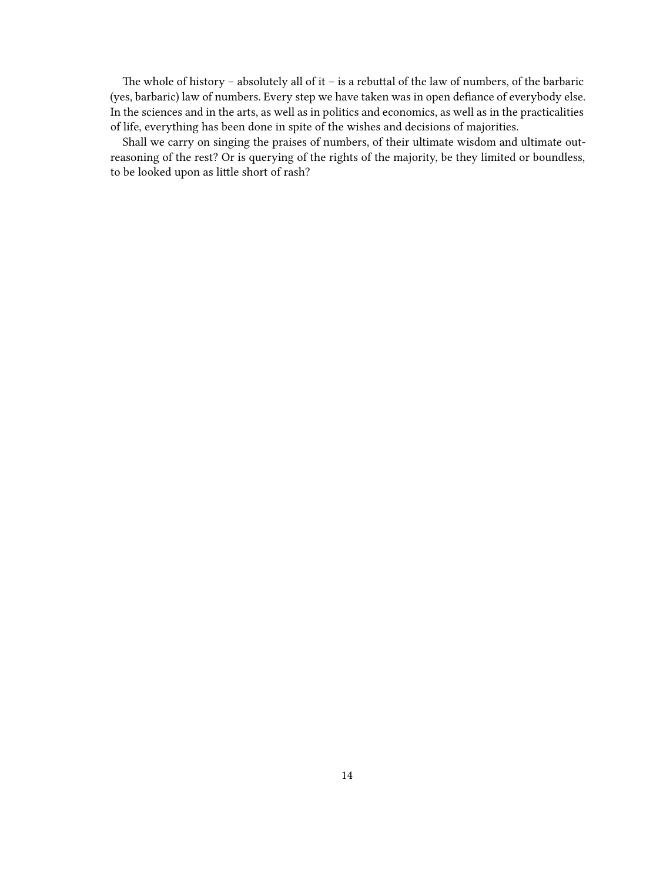The whole of history – absolutely all of it – is a rebuttal of the law of numbers, of the barbaric (yes, barbaric) law of numbers. Every step we have taken was in open defiance of everybody else. In the sciences and in the arts, as well as in politics and economics, as well as in the practicalities of life, everything has been done in spite of the wishes and decisions of majorities.

Shall we carry on singing the praises of numbers, of their ultimate wisdom and ultimate out-reasoning of the rest? Or is querying of the rights of the majority, be they limited or boundless, to be looked upon as little short of rash?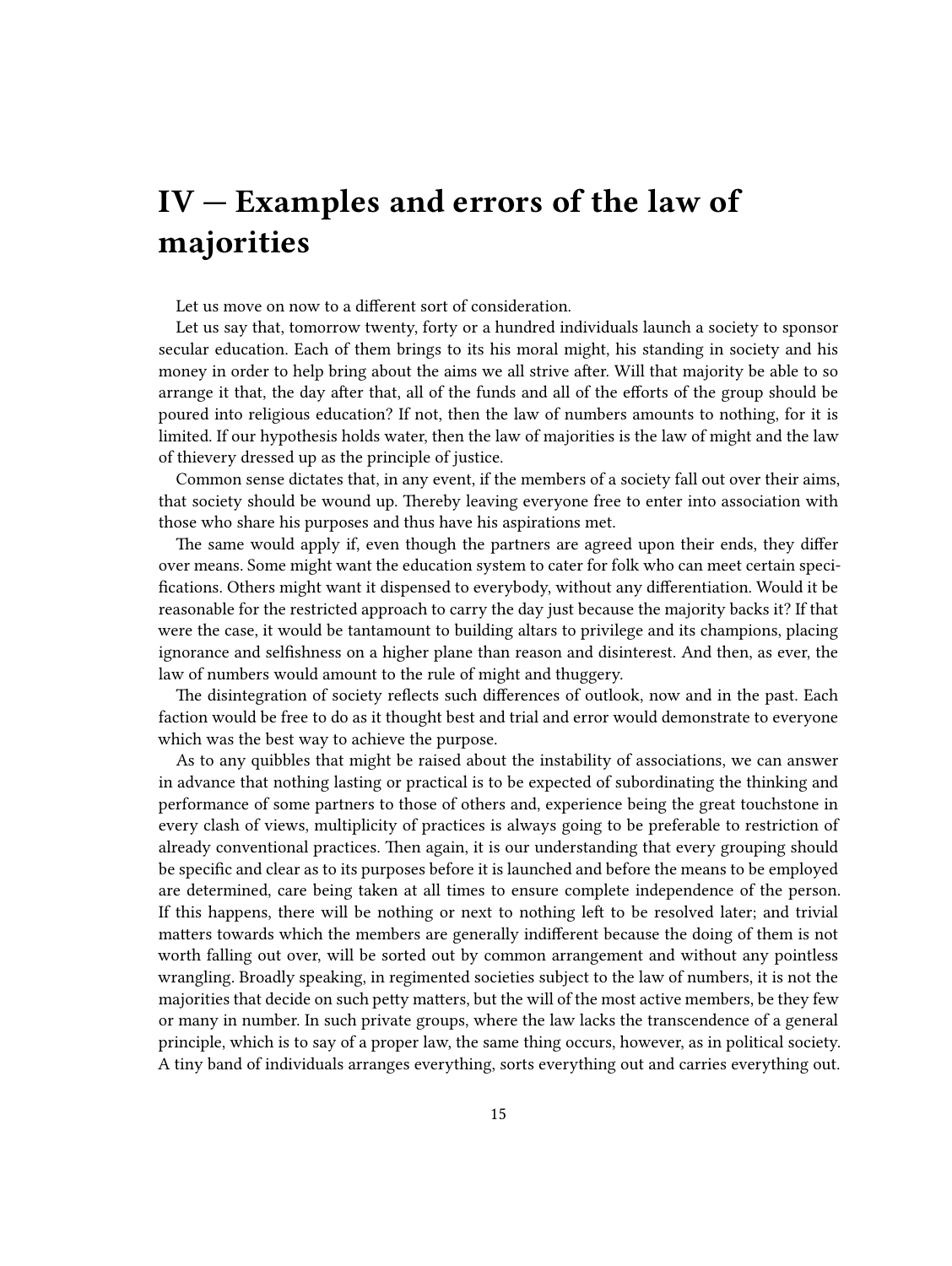# IV — Examples and errors of the law of majorities

Let us move on now to a different sort of consideration.

Let us say that, tomorrow twenty, forty or a hundred individuals launch a society to sponsor secular education. Each of them brings to its his moral might, his standing in society and his money in order to help bring about the aims we all strive after. Will that majority be able to so arrange it that, the day after that, all of the funds and all of the efforts of the group should be poured into religious education? If not, then the law of numbers amounts to nothing, for it is limited. If our hypothesis holds water, then the law of majorities is the law of might and the law of thievery dressed up as the principle of justice.

Common sense dictates that, in any event, if the members of a society fall out over their aims, that society should be wound up. Thereby leaving everyone free to enter into association with those who share his purposes and thus have his aspirations met.

The same would apply if, even though the partners are agreed upon their ends, they differ over means. Some might want the education system to cater for folk who can meet certain specifications. Others might want it dispensed to everybody, without any differentiation. Would it be reasonable for the restricted approach to carry the day just because the majority backs it? If that were the case, it would be tantamount to building altars to privilege and its champions, placing ignorance and selfishness on a higher plane than reason and disinterest. And then, as ever, the law of numbers would amount to the rule of might and thuggery.

The disintegration of society reflects such differences of outlook, now and in the past. Each faction would be free to do as it thought best and trial and error would demonstrate to everyone which was the best way to achieve the purpose.

As to any quibbles that might be raised about the instability of associations, we can answer in advance that nothing lasting or practical is to be expected of subordinating the thinking and performance of some partners to those of others and, experience being the great touchstone in every clash of views, multiplicity of practices is always going to be preferable to restriction of already conventional practices. Then again, it is our understanding that every grouping should be specific and clear as to its purposes before it is launched and before the means to be employed are determined, care being taken at all times to ensure complete independence of the person. If this happens, there will be nothing or next to nothing left to be resolved later; and trivial matters towards which the members are generally indifferent because the doing of them is not worth falling out over, will be sorted out by common arrangement and without any pointless wrangling. Broadly speaking, in regimented societies subject to the law of numbers, it is not the majorities that decide on such petty matters, but the will of the most active members, be they few or many in number. In such private groups, where the law lacks the transcendence of a general principle, which is to say of a proper law, the same thing occurs, however, as in political society. A tiny band of individuals arranges everything, sorts everything out and carries everything out.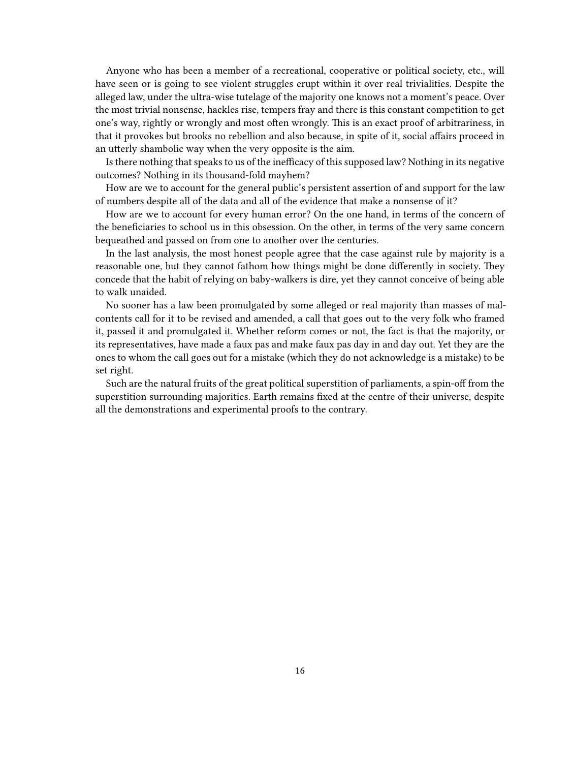Anyone who has been a member of a recreational, cooperative or political society, etc., will have seen or is going to see violent struggles erupt within it over real trivialities. Despite the alleged law, under the ultra-wise tutelage of the majority one knows not a moment's peace. Over the most trivial nonsense, hackles rise, tempers fray and there is this constant competition to get one's way, rightly or wrongly and most often wrongly. This is an exact proof of arbitrariness, in that it provokes but brooks no rebellion and also because, in spite of it, social affairs proceed in an utterly shambolic way when the very opposite is the aim.

Is there nothing that speaks to us of the inefficacy of this supposed law? Nothing in its negative outcomes? Nothing in its thousand-fold mayhem?

How are we to account for the general public's persistent assertion of and support for the law of numbers despite all of the data and all of the evidence that make a nonsense of it?

How are we to account for every human error? On the one hand, in terms of the concern of the beneficiaries to school us in this obsession. On the other, in terms of the very same concern bequeathed and passed on from one to another over the centuries.

In the last analysis, the most honest people agree that the case against rule by majority is a reasonable one, but they cannot fathom how things might be done differently in society. They concede that the habit of relying on baby-walkers is dire, yet they cannot conceive of being able to walk unaided.

No sooner has a law been promulgated by some alleged or real majority than masses of malcontents call for it to be revised and amended, a call that goes out to the very folk who framed it, passed it and promulgated it. Whether reform comes or not, the fact is that the majority, or its representatives, have made a faux pas and make faux pas day in and day out. Yet they are the ones to whom the call goes out for a mistake (which they do not acknowledge is a mistake) to be set right.

Such are the natural fruits of the great political superstition of parliaments, a spin-off from the superstition surrounding majorities. Earth remains fixed at the centre of their universe, despite all the demonstrations and experimental proofs to the contrary.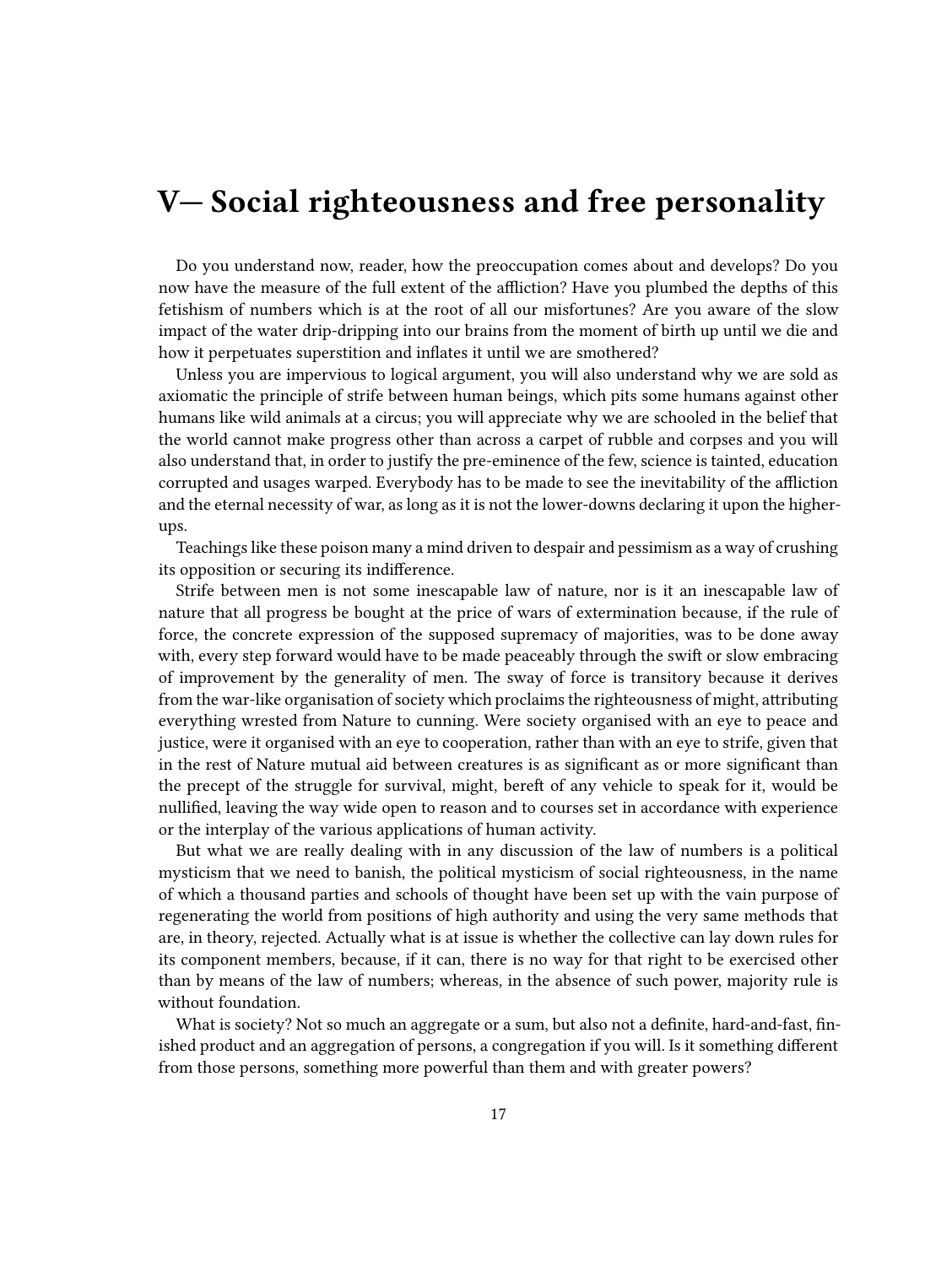# V— Social righteousness and free personality

Do you understand now, reader, how the preoccupation comes about and develops? Do you now have the measure of the full extent of the affliction? Have you plumbed the depths of this fetishism of numbers which is at the root of all our misfortunes? Are you aware of the slow impact of the water drip-dripping into our brains from the moment of birth up until we die and how it perpetuates superstition and inflates it until we are smothered?

Unless you are impervious to logical argument, you will also understand why we are sold as axiomatic the principle of strife between human beings, which pits some humans against other humans like wild animals at a circus; you will appreciate why we are schooled in the belief that the world cannot make progress other than across a carpet of rubble and corpses and you will also understand that, in order to justify the pre-eminence of the few, science is tainted, education corrupted and usages warped. Everybody has to be made to see the inevitability of the affliction and the eternal necessity of war, as long as it is not the lower-downs declaring it upon the higher-ups.

Teachings like these poison many a mind driven to despair and pessimism as a way of crushing its opposition or securing its indifference.

Strife between men is not some inescapable law of nature, nor is it an inescapable law of nature that all progress be bought at the price of wars of extermination because, if the rule of force, the concrete expression of the supposed supremacy of majorities, was to be done away with, every step forward would have to be made peaceably through the swift or slow embracing of improvement by the generality of men. The sway of force is transitory because it derives from the war-like organisation of society which proclaims the righteousness of might, attributing everything wrested from Nature to cunning. Were society organised with an eye to peace and justice, were it organised with an eye to cooperation, rather than with an eye to strife, given that in the rest of Nature mutual aid between creatures is as significant as or more significant than the precept of the struggle for survival, might, bereft of any vehicle to speak for it, would be nullified, leaving the way wide open to reason and to courses set in accordance with experience or the interplay of the various applications of human activity.

But what we are really dealing with in any discussion of the law of numbers is a political mysticism that we need to banish, the political mysticism of social righteousness, in the name of which a thousand parties and schools of thought have been set up with the vain purpose of regenerating the world from positions of high authority and using the very same methods that are, in theory, rejected. Actually what is at issue is whether the collective can lay down rules for its component members, because, if it can, there is no way for that right to be exercised other than by means of the law of numbers; whereas, in the absence of such power, majority rule is without foundation.

What is society? Not so much an aggregate or a sum, but also not a definite, hard-and-fast, finished product and an aggregation of persons, a congregation if you will. Is it something different from those persons, something more powerful than them and with greater powers?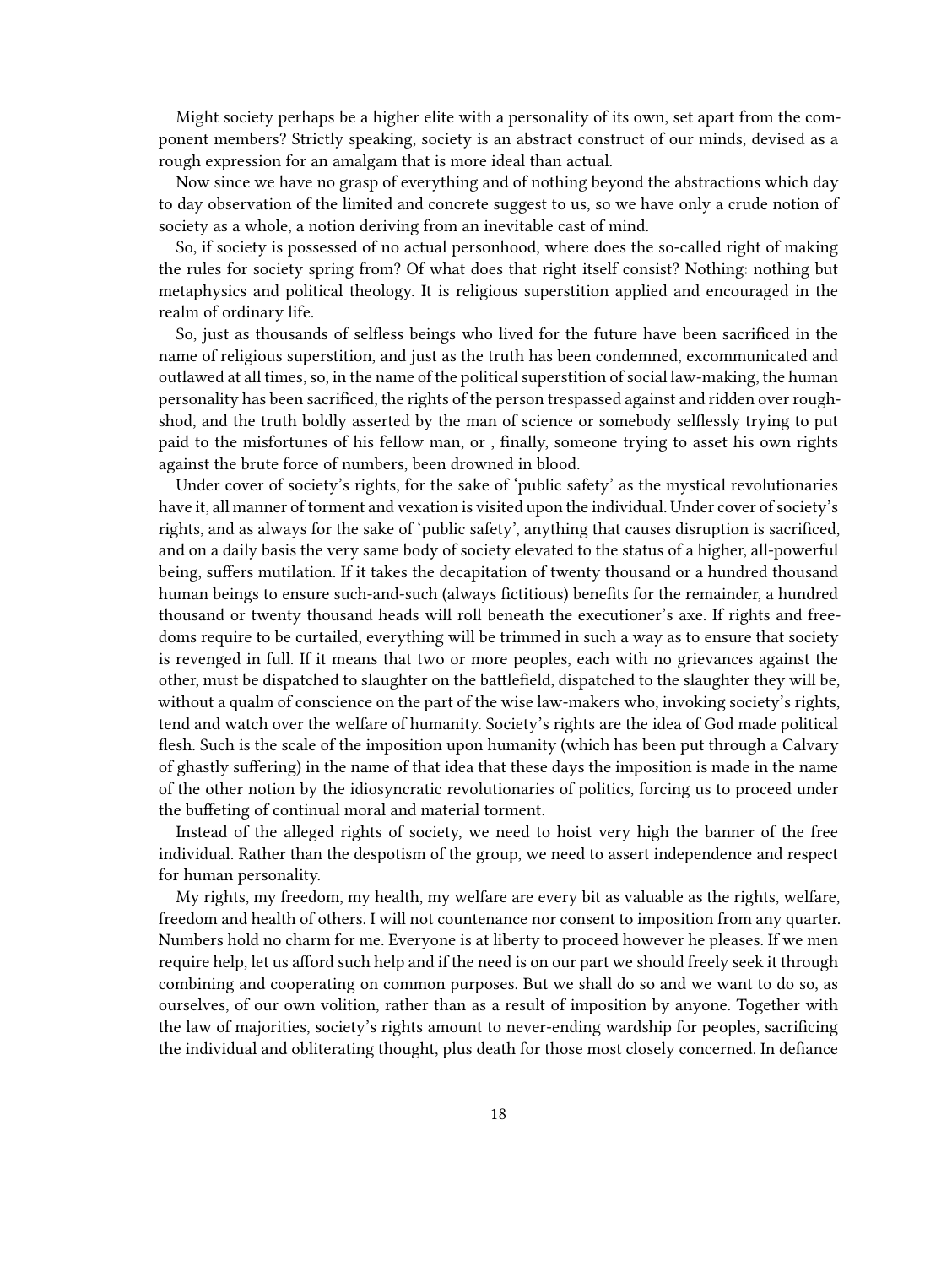Might society perhaps be a higher elite with a personality of its own, set apart from the component members? Strictly speaking, society is an abstract construct of our minds, devised as a rough expression for an amalgam that is more ideal than actual.

Now since we have no grasp of everything and of nothing beyond the abstractions which day to day observation of the limited and concrete suggest to us, so we have only a crude notion of society as a whole, a notion deriving from an inevitable cast of mind.

So, if society is possessed of no actual personhood, where does the so-called right of making the rules for society spring from? Of what does that right itself consist? Nothing: nothing but metaphysics and political theology. It is religious superstition applied and encouraged in the realm of ordinary life.

So, just as thousands of selfless beings who lived for the future have been sacrificed in the name of religious superstition, and just as the truth has been condemned, excommunicated and outlawed at all times, so, in the name of the political superstition of social law-making, the human personality has been sacrificed, the rights of the person trespassed against and ridden over roughshod, and the truth boldly asserted by the man of science or somebody selflessly trying to put paid to the misfortunes of his fellow man, or , finally, someone trying to asset his own rights against the brute force of numbers, been drowned in blood.

Under cover of society's rights, for the sake of 'public safety' as the mystical revolutionaries have it, all manner of torment and vexation is visited upon the individual. Under cover of society's rights, and as always for the sake of 'public safety', anything that causes disruption is sacrificed, and on a daily basis the very same body of society elevated to the status of a higher, all-powerful being, suffers mutilation. If it takes the decapitation of twenty thousand or a hundred thousand human beings to ensure such-and-such (always fictitious) benefits for the remainder, a hundred thousand or twenty thousand heads will roll beneath the executioner's axe. If rights and freedoms require to be curtailed, everything will be trimmed in such a way as to ensure that society is revenged in full. If it means that two or more peoples, each with no grievances against the other, must be dispatched to slaughter on the battlefield, dispatched to the slaughter they will be, without a qualm of conscience on the part of the wise law-makers who, invoking society's rights, tend and watch over the welfare of humanity. Society's rights are the idea of God made political flesh. Such is the scale of the imposition upon humanity (which has been put through a Calvary of ghastly suffering) in the name of that idea that these days the imposition is made in the name of the other notion by the idiosyncratic revolutionaries of politics, forcing us to proceed under the buffeting of continual moral and material torment.

Instead of the alleged rights of society, we need to hoist very high the banner of the free individual. Rather than the despotism of the group, we need to assert independence and respect for human personality.

My rights, my freedom, my health, my welfare are every bit as valuable as the rights, welfare, freedom and health of others. I will not countenance nor consent to imposition from any quarter. Numbers hold no charm for me. Everyone is at liberty to proceed however he pleases. If we men require help, let us afford such help and if the need is on our part we should freely seek it through combining and cooperating on common purposes. But we shall do so and we want to do so, as ourselves, of our own volition, rather than as a result of imposition by anyone. Together with the law of majorities, society's rights amount to never-ending wardship for peoples, sacrificing the individual and obliterating thought, plus death for those most closely concerned. In defiance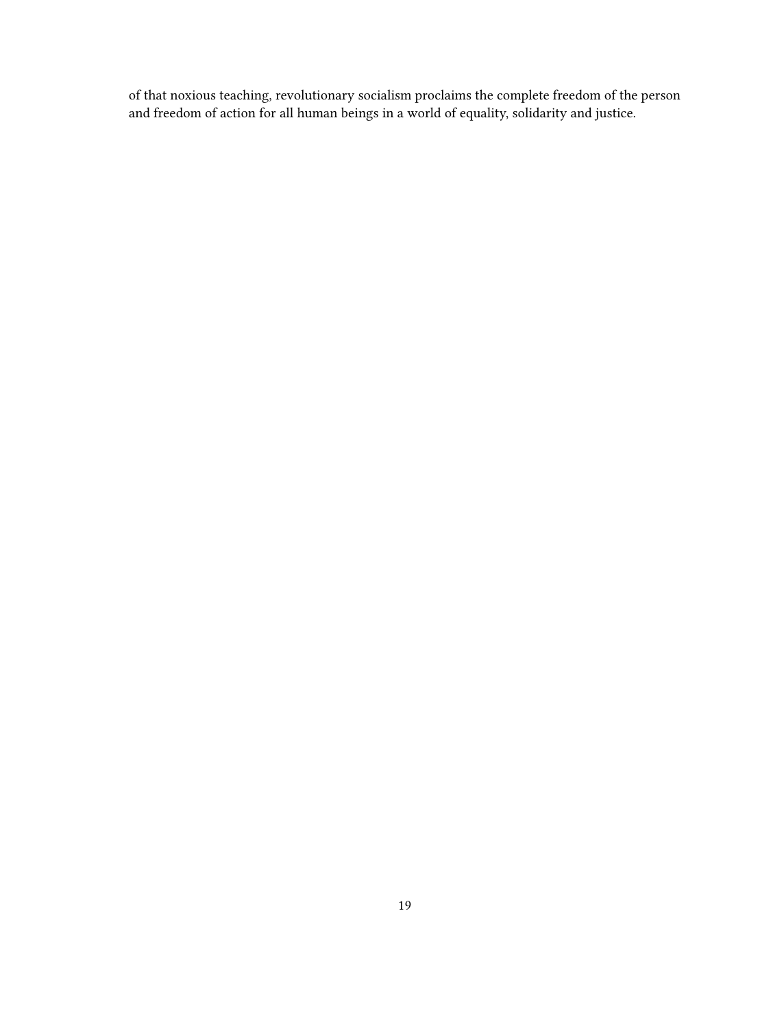of that noxious teaching, revolutionary socialism proclaims the complete freedom of the person and freedom of action for all human beings in a world of equality, solidarity and justice.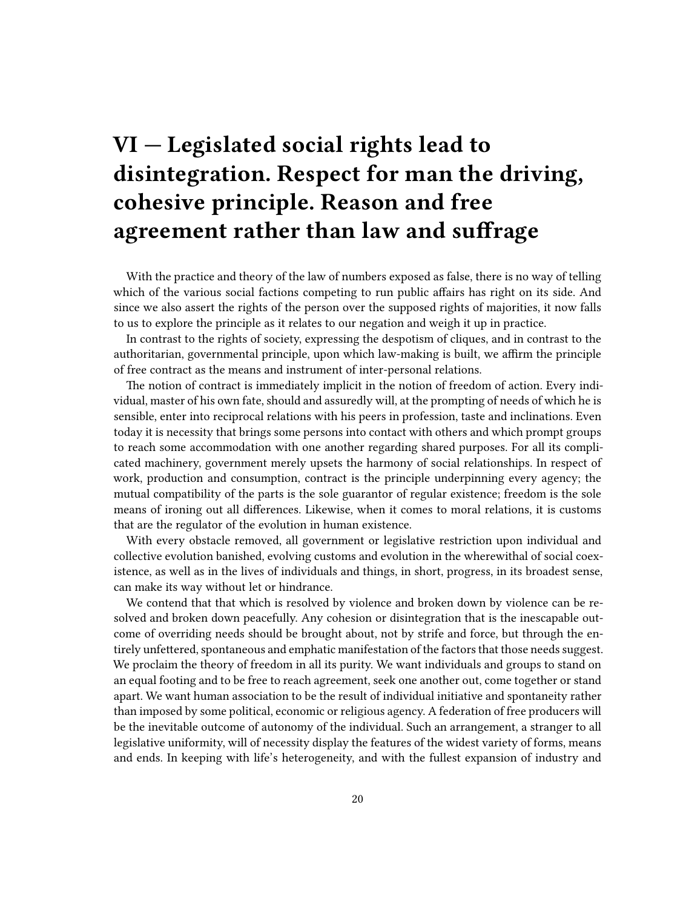# VI — Legislated social rights lead to disintegration. Respect for man the driving, cohesive principle. Reason and free agreement rather than law and suffrage

With the practice and theory of the law of numbers exposed as false, there is no way of telling which of the various social factions competing to run public affairs has right on its side. And since we also assert the rights of the person over the supposed rights of majorities, it now falls to us to explore the principle as it relates to our negation and weigh it up in practice.

In contrast to the rights of society, expressing the despotism of cliques, and in contrast to the authoritarian, governmental principle, upon which law-making is built, we affirm the principle of free contract as the means and instrument of inter-personal relations.

The notion of contract is immediately implicit in the notion of freedom of action. Every individual, master of his own fate, should and assuredly will, at the prompting of needs of which he is sensible, enter into reciprocal relations with his peers in profession, taste and inclinations. Even today it is necessity that brings some persons into contact with others and which prompt groups to reach some accommodation with one another regarding shared purposes. For all its complicated machinery, government merely upsets the harmony of social relationships. In respect of work, production and consumption, contract is the principle underpinning every agency; the mutual compatibility of the parts is the sole guarantor of regular existence; freedom is the sole means of ironing out all differences. Likewise, when it comes to moral relations, it is customs that are the regulator of the evolution in human existence.

With every obstacle removed, all government or legislative restriction upon individual and collective evolution banished, evolving customs and evolution in the wherewithal of social coexistence, as well as in the lives of individuals and things, in short, progress, in its broadest sense, can make its way without let or hindrance.

We contend that that which is resolved by violence and broken down by violence can be resolved and broken down peacefully. Any cohesion or disintegration that is the inescapable outcome of overriding needs should be brought about, not by strife and force, but through the entirely unfettered, spontaneous and emphatic manifestation of the factors that those needs suggest. We proclaim the theory of freedom in all its purity. We want individuals and groups to stand on an equal footing and to be free to reach agreement, seek one another out, come together or stand apart. We want human association to be the result of individual initiative and spontaneity rather than imposed by some political, economic or religious agency. A federation of free producers will be the inevitable outcome of autonomy of the individual. Such an arrangement, a stranger to all legislative uniformity, will of necessity display the features of the widest variety of forms, means and ends. In keeping with life's heterogeneity, and with the fullest expansion of industry and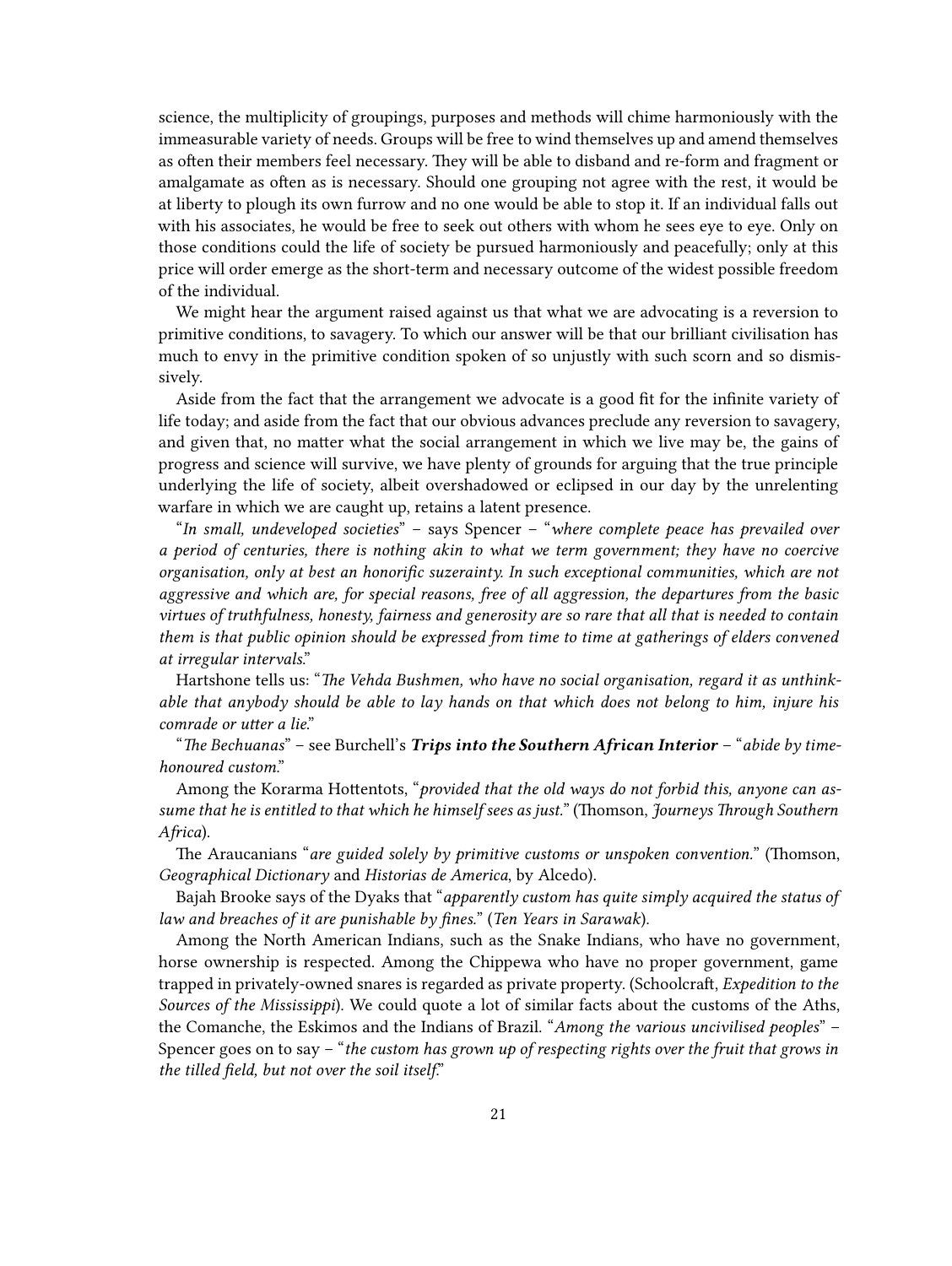science, the multiplicity of groupings, purposes and methods will chime harmoniously with the immeasurable variety of needs. Groups will be free to wind themselves up and amend themselves as often their members feel necessary. They will be able to disband and re-form and fragment or amalgamate as often as is necessary. Should one grouping not agree with the rest, it would be at liberty to plough its own furrow and no one would be able to stop it. If an individual falls out with his associates, he would be free to seek out others with whom he sees eye to eye. Only on those conditions could the life of society be pursued harmoniously and peacefully; only at this price will order emerge as the short-term and necessary outcome of the widest possible freedom of the individual.

We might hear the argument raised against us that what we are advocating is a reversion to primitive conditions, to savagery. To which our answer will be that our brilliant civilisation has much to envy in the primitive condition spoken of so unjustly with such scorn and so dismissively.

Aside from the fact that the arrangement we advocate is a good fit for the infinite variety of life today; and aside from the fact that our obvious advances preclude any reversion to savagery, and given that, no matter what the social arrangement in which we live may be, the gains of progress and science will survive, we have plenty of grounds for arguing that the true principle underlying the life of society, albeit overshadowed or eclipsed in our day by the unrelenting warfare in which we are caught up, retains a latent presence.

"*In small, undeveloped societies*" – says Spencer – "*where complete peace has prevailed over a period of centuries, there is nothing akin to what we term government; they have no coercive organisation, only at best an honorific suzerainty. In such exceptional communities, which are not aggressive and which are, for special reasons, free of all aggression, the departures from the basic virtues of truthfulness, honesty, fairness and generosity are so rare that all that is needed to contain them is that public opinion should be expressed from time to time at gatherings of elders convened at irregular intervals.*"

Hartshone tells us: "*The Vehda Bushmen, who have no social organisation, regard it as unthinkable that anybody should be able to lay hands on that which does not belong to him, injure his comrade or utter a lie.*"

"*The Bechuanas*" – see Burchell's ***Trips into the Southern African Interior*** – "*abide by time-honoured custom.*"

Among the Korarma Hottentots, "*provided that the old ways do not forbid this, anyone can assume that he is entitled to that which he himself sees as just.*" (Thomson, *Journeys Through Southern Africa*).

The Araucanians "*are guided solely by primitive customs or unspoken convention.*" (Thomson, *Geographical Dictionary* and *Historias de America*, by Alcedo).

Bajah Brooke says of the Dyaks that "*apparently custom has quite simply acquired the status of law and breaches of it are punishable by fines.*" (*Ten Years in Sarawak*).

Among the North American Indians, such as the Snake Indians, who have no government, horse ownership is respected. Among the Chippewa who have no proper government, game trapped in privately-owned snares is regarded as private property. (Schoolcraft, *Expedition to the Sources of the Mississippi*). We could quote a lot of similar facts about the customs of the Aths, the Comanche, the Eskimos and the Indians of Brazil. "*Among the various uncivilised peoples*" – Spencer goes on to say – "*the custom has grown up of respecting rights over the fruit that grows in the tilled field, but not over the soil itself.*"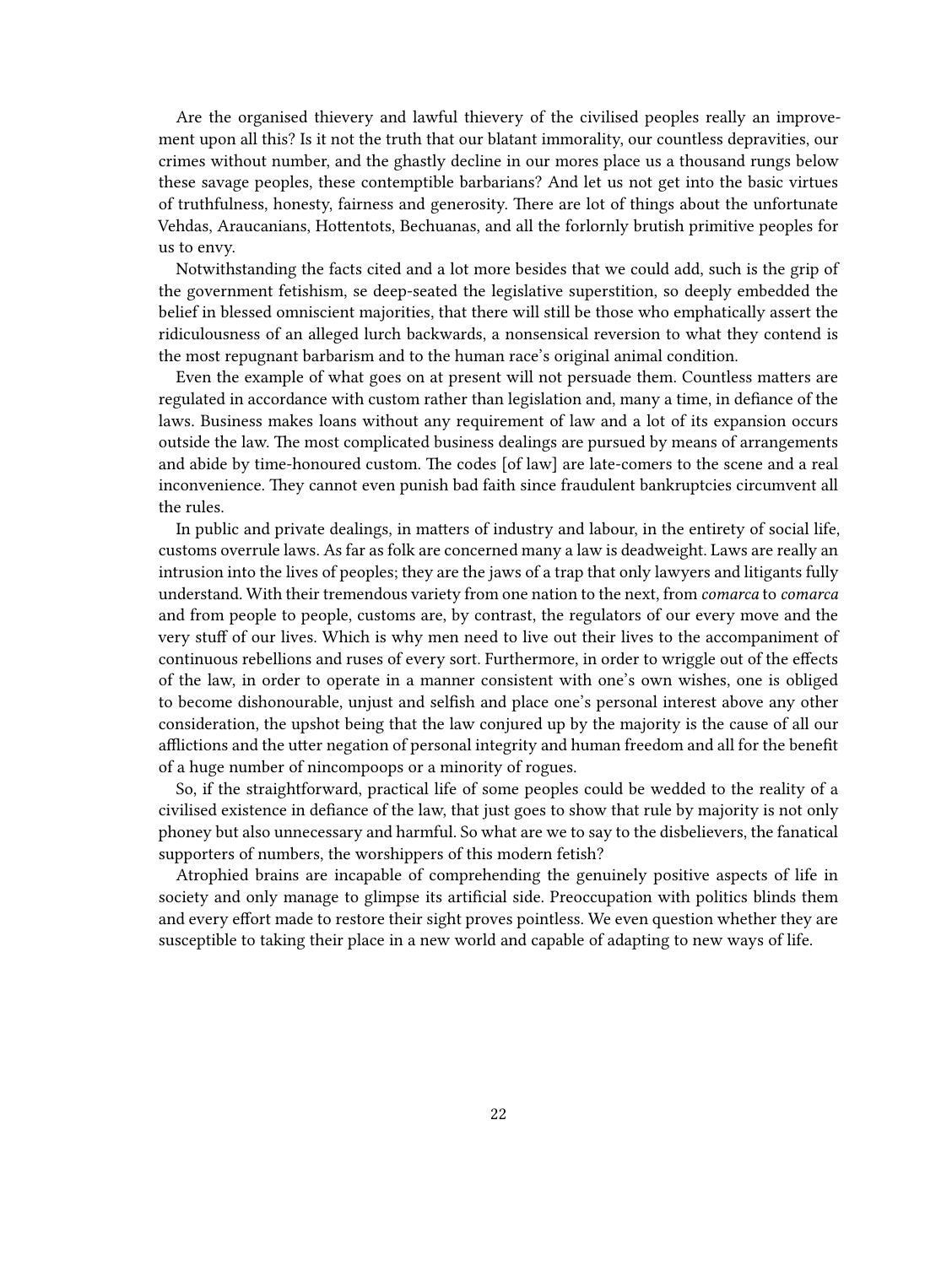Are the organised thievery and lawful thievery of the civilised peoples really an improvement upon all this? Is it not the truth that our blatant immorality, our countless depravities, our crimes without number, and the ghastly decline in our mores place us a thousand rungs below these savage peoples, these contemptible barbarians? And let us not get into the basic virtues of truthfulness, honesty, fairness and generosity. There are lot of things about the unfortunate Vehdas, Araucanians, Hottentots, Bechuanas, and all the forlornly brutish primitive peoples for us to envy.

Notwithstanding the facts cited and a lot more besides that we could add, such is the grip of the government fetishism, se deep-seated the legislative superstition, so deeply embedded the belief in blessed omniscient majorities, that there will still be those who emphatically assert the ridiculousness of an alleged lurch backwards, a nonsensical reversion to what they contend is the most repugnant barbarism and to the human race's original animal condition.

Even the example of what goes on at present will not persuade them. Countless matters are regulated in accordance with custom rather than legislation and, many a time, in defiance of the laws. Business makes loans without any requirement of law and a lot of its expansion occurs outside the law. The most complicated business dealings are pursued by means of arrangements and abide by time-honoured custom. The codes [of law] are late-comers to the scene and a real inconvenience. They cannot even punish bad faith since fraudulent bankruptcies circumvent all the rules.

In public and private dealings, in matters of industry and labour, in the entirety of social life, customs overrule laws. As far as folk are concerned many a law is deadweight. Laws are really an intrusion into the lives of peoples; they are the jaws of a trap that only lawyers and litigants fully understand. With their tremendous variety from one nation to the next, from *comarca* to *comarca* and from people to people, customs are, by contrast, the regulators of our every move and the very stuff of our lives. Which is why men need to live out their lives to the accompaniment of continuous rebellions and ruses of every sort. Furthermore, in order to wriggle out of the effects of the law, in order to operate in a manner consistent with one's own wishes, one is obliged to become dishonourable, unjust and selfish and place one's personal interest above any other consideration, the upshot being that the law conjured up by the majority is the cause of all our afflictions and the utter negation of personal integrity and human freedom and all for the benefit of a huge number of nincompoops or a minority of rogues.

So, if the straightforward, practical life of some peoples could be wedded to the reality of a civilised existence in defiance of the law, that just goes to show that rule by majority is not only phoney but also unnecessary and harmful. So what are we to say to the disbelievers, the fanatical supporters of numbers, the worshippers of this modern fetish?

Atrophied brains are incapable of comprehending the genuinely positive aspects of life in society and only manage to glimpse its artificial side. Preoccupation with politics blinds them and every effort made to restore their sight proves pointless. We even question whether they are susceptible to taking their place in a new world and capable of adapting to new ways of life.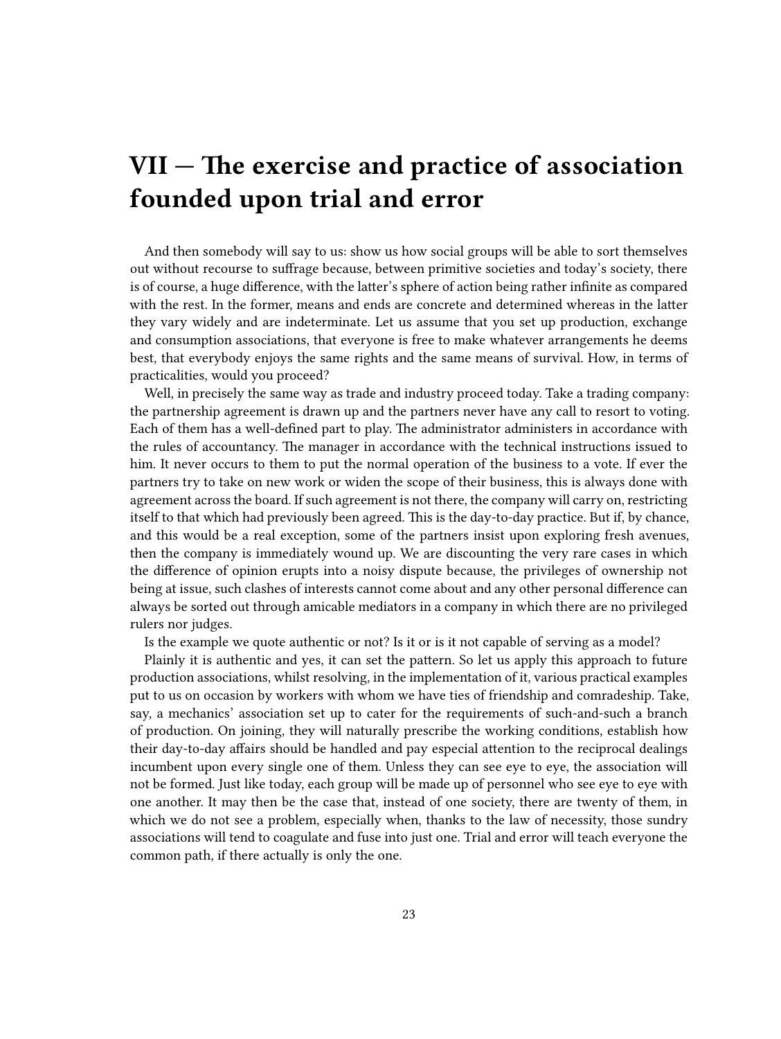# VII — The exercise and practice of association founded upon trial and error

And then somebody will say to us: show us how social groups will be able to sort themselves out without recourse to suffrage because, between primitive societies and today's society, there is of course, a huge difference, with the latter's sphere of action being rather infinite as compared with the rest. In the former, means and ends are concrete and determined whereas in the latter they vary widely and are indeterminate. Let us assume that you set up production, exchange and consumption associations, that everyone is free to make whatever arrangements he deems best, that everybody enjoys the same rights and the same means of survival. How, in terms of practicalities, would you proceed?

Well, in precisely the same way as trade and industry proceed today. Take a trading company: the partnership agreement is drawn up and the partners never have any call to resort to voting. Each of them has a well-defined part to play. The administrator administers in accordance with the rules of accountancy. The manager in accordance with the technical instructions issued to him. It never occurs to them to put the normal operation of the business to a vote. If ever the partners try to take on new work or widen the scope of their business, this is always done with agreement across the board. If such agreement is not there, the company will carry on, restricting itself to that which had previously been agreed. This is the day-to-day practice. But if, by chance, and this would be a real exception, some of the partners insist upon exploring fresh avenues, then the company is immediately wound up. We are discounting the very rare cases in which the difference of opinion erupts into a noisy dispute because, the privileges of ownership not being at issue, such clashes of interests cannot come about and any other personal difference can always be sorted out through amicable mediators in a company in which there are no privileged rulers nor judges.

Is the example we quote authentic or not? Is it or is it not capable of serving as a model?

Plainly it is authentic and yes, it can set the pattern. So let us apply this approach to future production associations, whilst resolving, in the implementation of it, various practical examples put to us on occasion by workers with whom we have ties of friendship and comradeship. Take, say, a mechanics' association set up to cater for the requirements of such-and-such a branch of production. On joining, they will naturally prescribe the working conditions, establish how their day-to-day affairs should be handled and pay especial attention to the reciprocal dealings incumbent upon every single one of them. Unless they can see eye to eye, the association will not be formed. Just like today, each group will be made up of personnel who see eye to eye with one another. It may then be the case that, instead of one society, there are twenty of them, in which we do not see a problem, especially when, thanks to the law of necessity, those sundry associations will tend to coagulate and fuse into just one. Trial and error will teach everyone the common path, if there actually is only the one.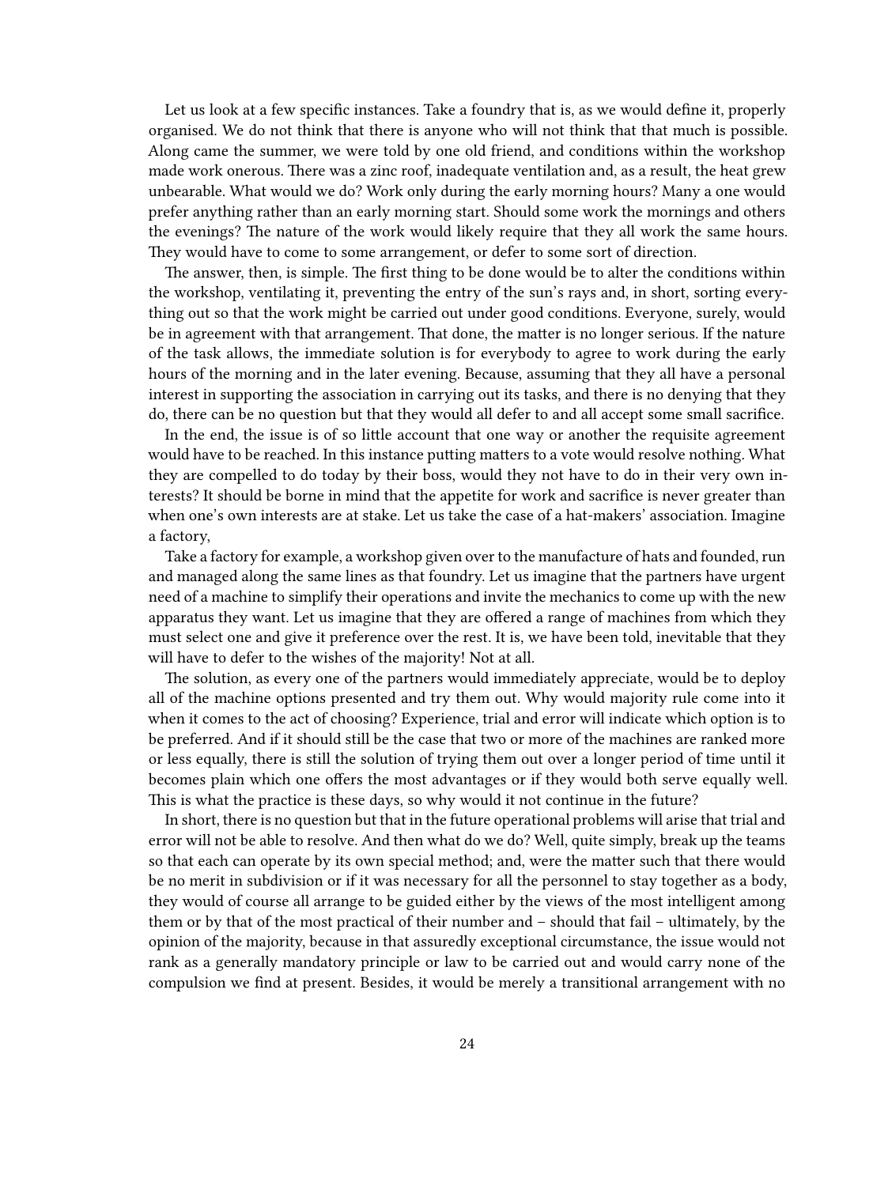Let us look at a few specific instances. Take a foundry that is, as we would define it, properly organised. We do not think that there is anyone who will not think that that much is possible. Along came the summer, we were told by one old friend, and conditions within the workshop made work onerous. There was a zinc roof, inadequate ventilation and, as a result, the heat grew unbearable. What would we do? Work only during the early morning hours? Many a one would prefer anything rather than an early morning start. Should some work the mornings and others the evenings? The nature of the work would likely require that they all work the same hours. They would have to come to some arrangement, or defer to some sort of direction.

The answer, then, is simple. The first thing to be done would be to alter the conditions within the workshop, ventilating it, preventing the entry of the sun's rays and, in short, sorting everything out so that the work might be carried out under good conditions. Everyone, surely, would be in agreement with that arrangement. That done, the matter is no longer serious. If the nature of the task allows, the immediate solution is for everybody to agree to work during the early hours of the morning and in the later evening. Because, assuming that they all have a personal interest in supporting the association in carrying out its tasks, and there is no denying that they do, there can be no question but that they would all defer to and all accept some small sacrifice.

In the end, the issue is of so little account that one way or another the requisite agreement would have to be reached. In this instance putting matters to a vote would resolve nothing. What they are compelled to do today by their boss, would they not have to do in their very own interests? It should be borne in mind that the appetite for work and sacrifice is never greater than when one's own interests are at stake. Let us take the case of a hat-makers' association. Imagine a factory,

Take a factory for example, a workshop given over to the manufacture of hats and founded, run and managed along the same lines as that foundry. Let us imagine that the partners have urgent need of a machine to simplify their operations and invite the mechanics to come up with the new apparatus they want. Let us imagine that they are offered a range of machines from which they must select one and give it preference over the rest. It is, we have been told, inevitable that they will have to defer to the wishes of the majority! Not at all.

The solution, as every one of the partners would immediately appreciate, would be to deploy all of the machine options presented and try them out. Why would majority rule come into it when it comes to the act of choosing? Experience, trial and error will indicate which option is to be preferred. And if it should still be the case that two or more of the machines are ranked more or less equally, there is still the solution of trying them out over a longer period of time until it becomes plain which one offers the most advantages or if they would both serve equally well. This is what the practice is these days, so why would it not continue in the future?

In short, there is no question but that in the future operational problems will arise that trial and error will not be able to resolve. And then what do we do? Well, quite simply, break up the teams so that each can operate by its own special method; and, were the matter such that there would be no merit in subdivision or if it was necessary for all the personnel to stay together as a body, they would of course all arrange to be guided either by the views of the most intelligent among them or by that of the most practical of their number and – should that fail – ultimately, by the opinion of the majority, because in that assuredly exceptional circumstance, the issue would not rank as a generally mandatory principle or law to be carried out and would carry none of the compulsion we find at present. Besides, it would be merely a transitional arrangement with no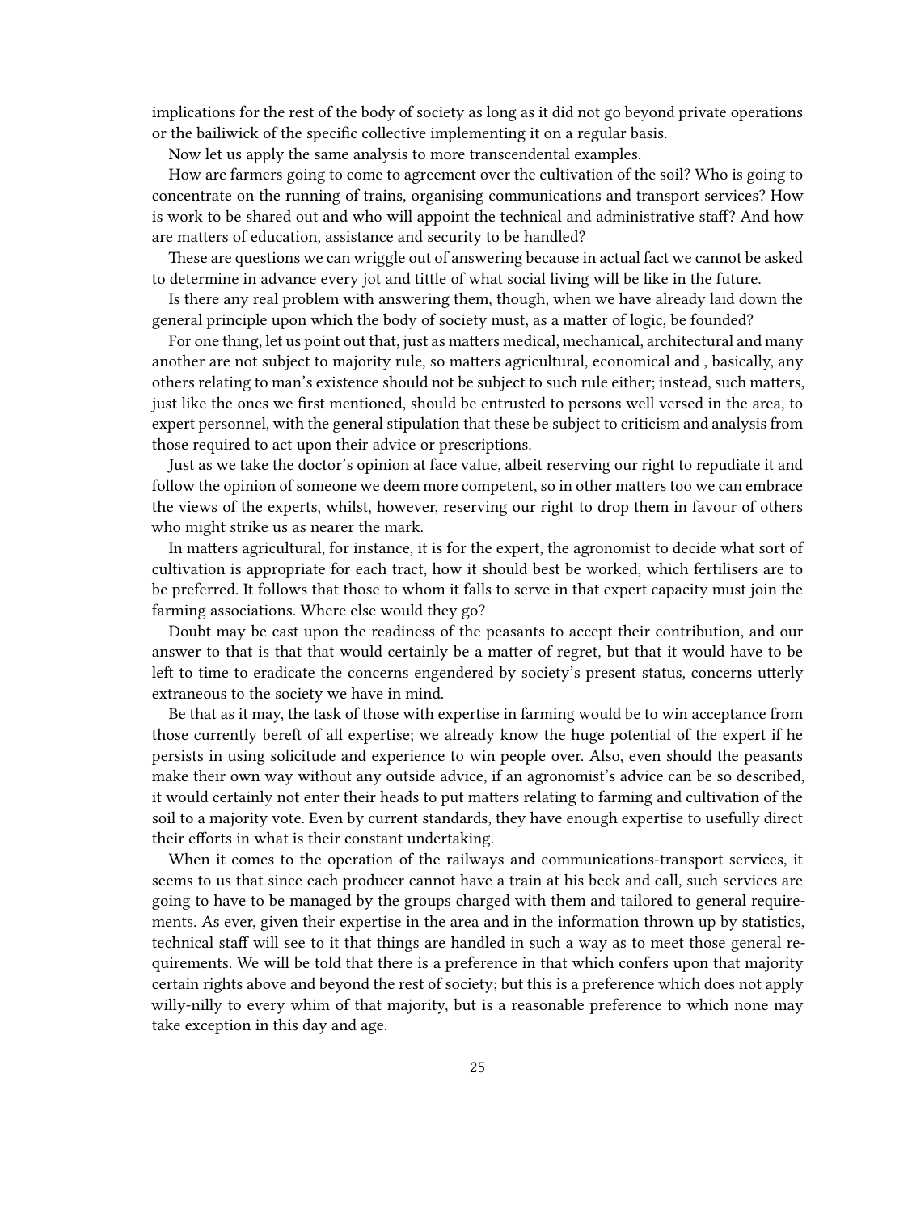implications for the rest of the body of society as long as it did not go beyond private operations or the bailiwick of the specific collective implementing it on a regular basis.

Now let us apply the same analysis to more transcendental examples.

How are farmers going to come to agreement over the cultivation of the soil? Who is going to concentrate on the running of trains, organising communications and transport services? How is work to be shared out and who will appoint the technical and administrative staff? And how are matters of education, assistance and security to be handled?

These are questions we can wriggle out of answering because in actual fact we cannot be asked to determine in advance every jot and tittle of what social living will be like in the future.

Is there any real problem with answering them, though, when we have already laid down the general principle upon which the body of society must, as a matter of logic, be founded?

For one thing, let us point out that, just as matters medical, mechanical, architectural and many another are not subject to majority rule, so matters agricultural, economical and , basically, any others relating to man's existence should not be subject to such rule either; instead, such matters, just like the ones we first mentioned, should be entrusted to persons well versed in the area, to expert personnel, with the general stipulation that these be subject to criticism and analysis from those required to act upon their advice or prescriptions.

Just as we take the doctor's opinion at face value, albeit reserving our right to repudiate it and follow the opinion of someone we deem more competent, so in other matters too we can embrace the views of the experts, whilst, however, reserving our right to drop them in favour of others who might strike us as nearer the mark.

In matters agricultural, for instance, it is for the expert, the agronomist to decide what sort of cultivation is appropriate for each tract, how it should best be worked, which fertilisers are to be preferred. It follows that those to whom it falls to serve in that expert capacity must join the farming associations. Where else would they go?

Doubt may be cast upon the readiness of the peasants to accept their contribution, and our answer to that is that that would certainly be a matter of regret, but that it would have to be left to time to eradicate the concerns engendered by society's present status, concerns utterly extraneous to the society we have in mind.

Be that as it may, the task of those with expertise in farming would be to win acceptance from those currently bereft of all expertise; we already know the huge potential of the expert if he persists in using solicitude and experience to win people over. Also, even should the peasants make their own way without any outside advice, if an agronomist's advice can be so described, it would certainly not enter their heads to put matters relating to farming and cultivation of the soil to a majority vote. Even by current standards, they have enough expertise to usefully direct their efforts in what is their constant undertaking.

When it comes to the operation of the railways and communications-transport services, it seems to us that since each producer cannot have a train at his beck and call, such services are going to have to be managed by the groups charged with them and tailored to general requirements. As ever, given their expertise in the area and in the information thrown up by statistics, technical staff will see to it that things are handled in such a way as to meet those general requirements. We will be told that there is a preference in that which confers upon that majority certain rights above and beyond the rest of society; but this is a preference which does not apply willy-nilly to every whim of that majority, but is a reasonable preference to which none may take exception in this day and age.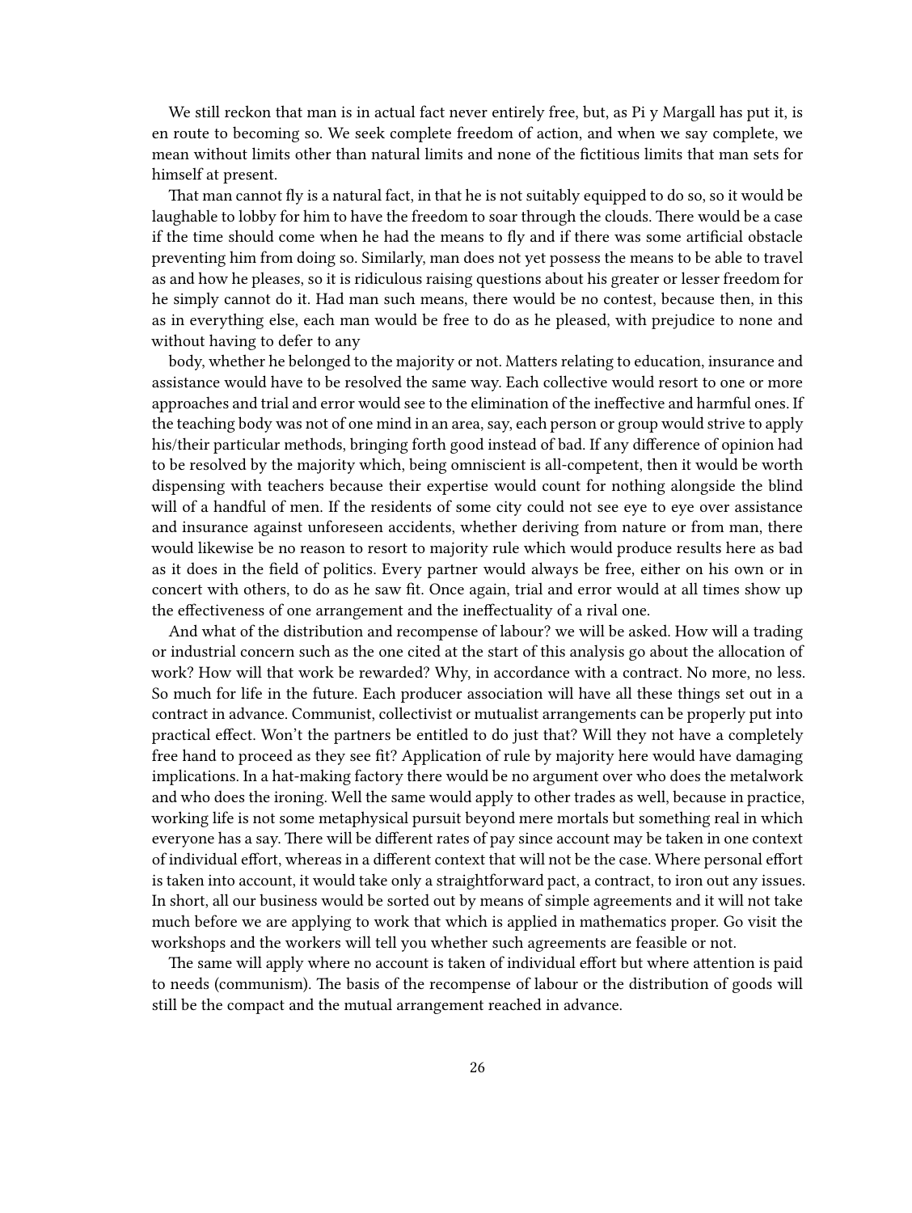We still reckon that man is in actual fact never entirely free, but, as Pi y Margall has put it, is en route to becoming so. We seek complete freedom of action, and when we say complete, we mean without limits other than natural limits and none of the fictitious limits that man sets for himself at present.

That man cannot fly is a natural fact, in that he is not suitably equipped to do so, so it would be laughable to lobby for him to have the freedom to soar through the clouds. There would be a case if the time should come when he had the means to fly and if there was some artificial obstacle preventing him from doing so. Similarly, man does not yet possess the means to be able to travel as and how he pleases, so it is ridiculous raising questions about his greater or lesser freedom for he simply cannot do it. Had man such means, there would be no contest, because then, in this as in everything else, each man would be free to do as he pleased, with prejudice to none and without having to defer to anybody, whether he belonged to the majority or not. Matters relating to education, insurance and assistance would have to be resolved the same way. Each collective would resort to one or more approaches and trial and error would see to the elimination of the ineffective and harmful ones. If the teaching body was not of one mind in an area, say, each person or group would strive to apply his/their particular methods, bringing forth good instead of bad. If any difference of opinion had to be resolved by the majority which, being omniscient is all-competent, then it would be worth dispensing with teachers because their expertise would count for nothing alongside the blind will of a handful of men. If the residents of some city could not see eye to eye over assistance and insurance against unforeseen accidents, whether deriving from nature or from man, there would likewise be no reason to resort to majority rule which would produce results here as bad as it does in the field of politics. Every partner would always be free, either on his own or in concert with others, to do as he saw fit. Once again, trial and error would at all times show up the effectiveness of one arrangement and the ineffectuality of a rival one.

And what of the distribution and recompense of labour? we will be asked. How will a trading or industrial concern such as the one cited at the start of this analysis go about the allocation of work? How will that work be rewarded? Why, in accordance with a contract. No more, no less. So much for life in the future. Each producer association will have all these things set out in a contract in advance. Communist, collectivist or mutualist arrangements can be properly put into practical effect. Won't the partners be entitled to do just that? Will they not have a completely free hand to proceed as they see fit? Application of rule by majority here would have damaging implications. In a hat-making factory there would be no argument over who does the metalwork and who does the ironing. Well the same would apply to other trades as well, because in practice, working life is not some metaphysical pursuit beyond mere mortals but something real in which everyone has a say. There will be different rates of pay since account may be taken in one context of individual effort, whereas in a different context that will not be the case. Where personal effort is taken into account, it would take only a straightforward pact, a contract, to iron out any issues. In short, all our business would be sorted out by means of simple agreements and it will not take much before we are applying to work that which is applied in mathematics proper. Go visit the workshops and the workers will tell you whether such agreements are feasible or not.

The same will apply where no account is taken of individual effort but where attention is paid to needs (communism). The basis of the recompense of labour or the distribution of goods will still be the compact and the mutual arrangement reached in advance.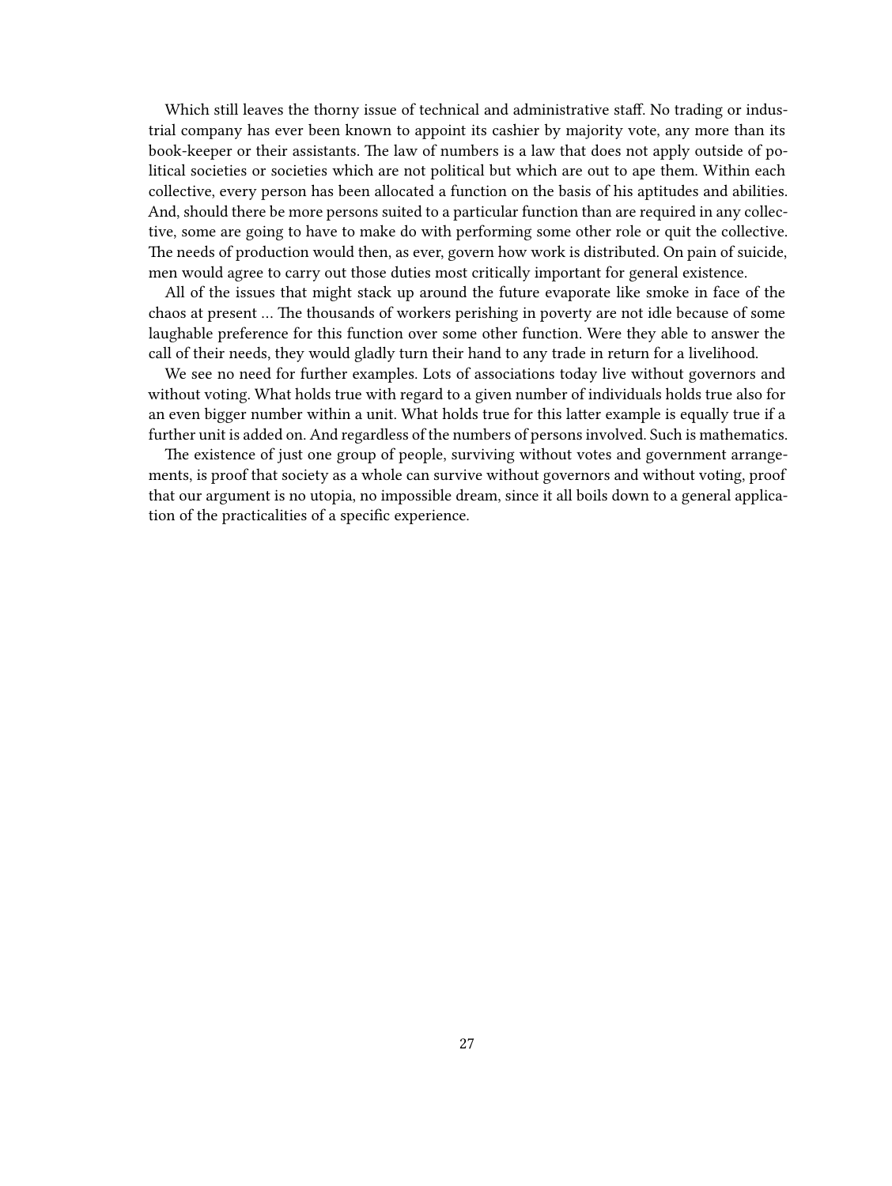Which still leaves the thorny issue of technical and administrative staff. No trading or industrial company has ever been known to appoint its cashier by majority vote, any more than its book-keeper or their assistants. The law of numbers is a law that does not apply outside of political societies or societies which are not political but which are out to ape them. Within each collective, every person has been allocated a function on the basis of his aptitudes and abilities. And, should there be more persons suited to a particular function than are required in any collective, some are going to have to make do with performing some other role or quit the collective. The needs of production would then, as ever, govern how work is distributed. On pain of suicide, men would agree to carry out those duties most critically important for general existence.

All of the issues that might stack up around the future evaporate like smoke in face of the chaos at present … The thousands of workers perishing in poverty are not idle because of some laughable preference for this function over some other function. Were they able to answer the call of their needs, they would gladly turn their hand to any trade in return for a livelihood.

We see no need for further examples. Lots of associations today live without governors and without voting. What holds true with regard to a given number of individuals holds true also for an even bigger number within a unit. What holds true for this latter example is equally true if a further unit is added on. And regardless of the numbers of persons involved. Such is mathematics.

The existence of just one group of people, surviving without votes and government arrangements, is proof that society as a whole can survive without governors and without voting, proof that our argument is no utopia, no impossible dream, since it all boils down to a general application of the practicalities of a specific experience.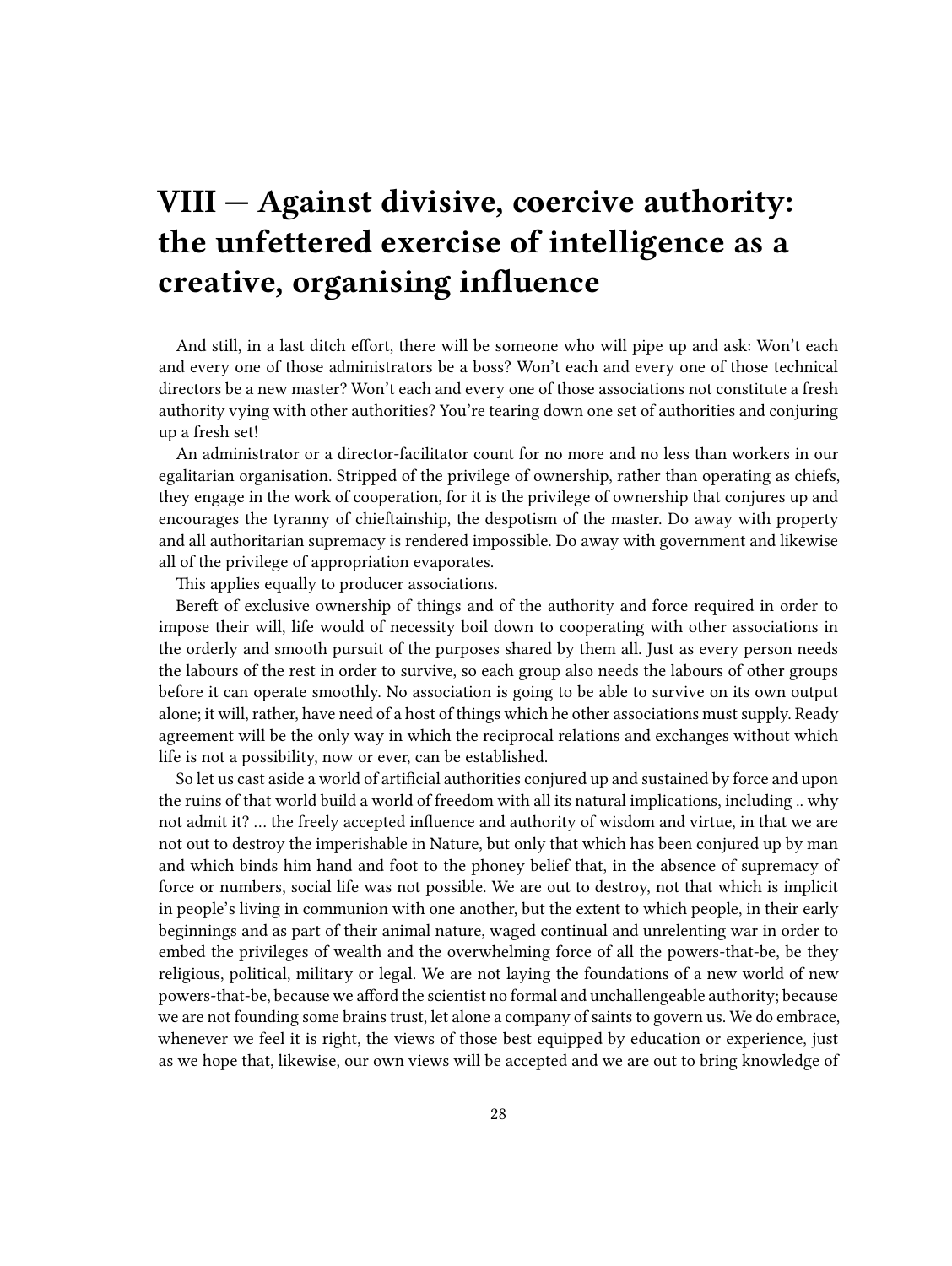# VIII — Against divisive, coercive authority: the unfettered exercise of intelligence as a creative, organising influence

And still, in a last ditch effort, there will be someone who will pipe up and ask: Won't each and every one of those administrators be a boss? Won't each and every one of those technical directors be a new master? Won't each and every one of those associations not constitute a fresh authority vying with other authorities? You're tearing down one set of authorities and conjuring up a fresh set!

An administrator or a director-facilitator count for no more and no less than workers in our egalitarian organisation. Stripped of the privilege of ownership, rather than operating as chiefs, they engage in the work of cooperation, for it is the privilege of ownership that conjures up and encourages the tyranny of chieftainship, the despotism of the master. Do away with property and all authoritarian supremacy is rendered impossible. Do away with government and likewise all of the privilege of appropriation evaporates.

This applies equally to producer associations.

Bereft of exclusive ownership of things and of the authority and force required in order to impose their will, life would of necessity boil down to cooperating with other associations in the orderly and smooth pursuit of the purposes shared by them all. Just as every person needs the labours of the rest in order to survive, so each group also needs the labours of other groups before it can operate smoothly. No association is going to be able to survive on its own output alone; it will, rather, have need of a host of things which he other associations must supply. Ready agreement will be the only way in which the reciprocal relations and exchanges without which life is not a possibility, now or ever, can be established.

So let us cast aside a world of artificial authorities conjured up and sustained by force and upon the ruins of that world build a world of freedom with all its natural implications, including .. why not admit it? … the freely accepted influence and authority of wisdom and virtue, in that we are not out to destroy the imperishable in Nature, but only that which has been conjured up by man and which binds him hand and foot to the phoney belief that, in the absence of supremacy of force or numbers, social life was not possible. We are out to destroy, not that which is implicit in people's living in communion with one another, but the extent to which people, in their early beginnings and as part of their animal nature, waged continual and unrelenting war in order to embed the privileges of wealth and the overwhelming force of all the powers-that-be, be they religious, political, military or legal. We are not laying the foundations of a new world of new powers-that-be, because we afford the scientist no formal and unchallengeable authority; because we are not founding some brains trust, let alone a company of saints to govern us. We do embrace, whenever we feel it is right, the views of those best equipped by education or experience, just as we hope that, likewise, our own views will be accepted and we are out to bring knowledge of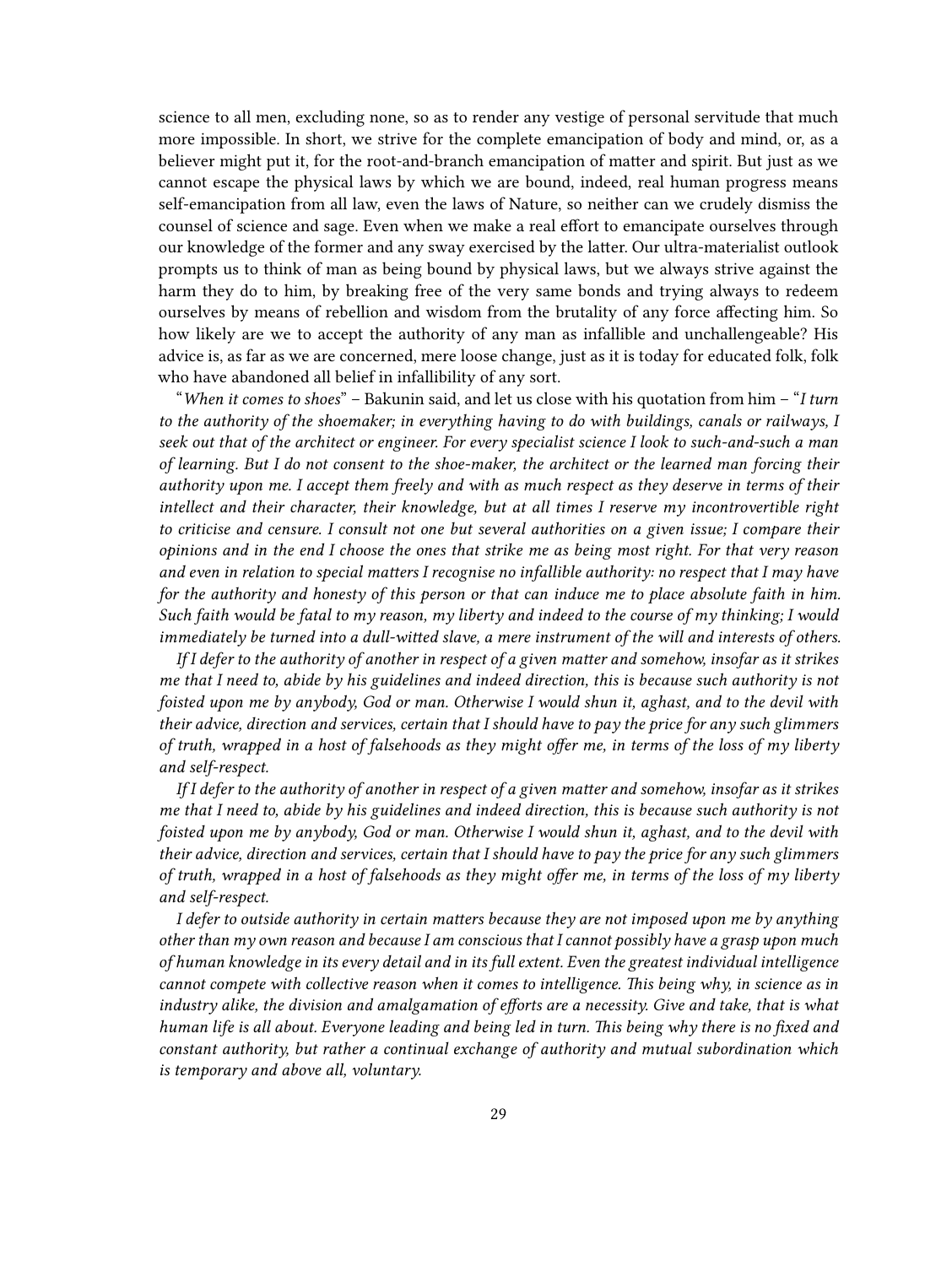science to all men, excluding none, so as to render any vestige of personal servitude that much more impossible. In short, we strive for the complete emancipation of body and mind, or, as a believer might put it, for the root-and-branch emancipation of matter and spirit. But just as we cannot escape the physical laws by which we are bound, indeed, real human progress means self-emancipation from all law, even the laws of Nature, so neither can we crudely dismiss the counsel of science and sage. Even when we make a real effort to emancipate ourselves through our knowledge of the former and any sway exercised by the latter. Our ultra-materialist outlook prompts us to think of man as being bound by physical laws, but we always strive against the harm they do to him, by breaking free of the very same bonds and trying always to redeem ourselves by means of rebellion and wisdom from the brutality of any force affecting him. So how likely are we to accept the authority of any man as infallible and unchallengeable? His advice is, as far as we are concerned, mere loose change, just as it is today for educated folk, folk who have abandoned all belief in infallibility of any sort.

"*When it comes to shoes*" – Bakunin said, and let us close with his quotation from him – "*I turn to the authority of the shoemaker; in everything having to do with buildings, canals or railways, I seek out that of the architect or engineer. For every specialist science I look to such-and-such a man of learning. But I do not consent to the shoe-maker, the architect or the learned man forcing their authority upon me. I accept them freely and with as much respect as they deserve in terms of their intellect and their character, their knowledge, but at all times I reserve my incontrovertible right to criticise and censure. I consult not one but several authorities on a given issue; I compare their opinions and in the end I choose the ones that strike me as being most right. For that very reason and even in relation to special matters I recognise no infallible authority: no respect that I may have for the authority and honesty of this person or that can induce me to place absolute faith in him. Such faith would be fatal to my reason, my liberty and indeed to the course of my thinking; I would immediately be turned into a dull-witted slave, a mere instrument of the will and interests of others.*

*If I defer to the authority of another in respect of a given matter and somehow, insofar as it strikes me that I need to, abide by his guidelines and indeed direction, this is because such authority is not foisted upon me by anybody, God or man. Otherwise I would shun it, aghast, and to the devil with their advice, direction and services, certain that I should have to pay the price for any such glimmers of truth, wrapped in a host of falsehoods as they might offer me, in terms of the loss of my liberty and self-respect.*

*If I defer to the authority of another in respect of a given matter and somehow, insofar as it strikes me that I need to, abide by his guidelines and indeed direction, this is because such authority is not foisted upon me by anybody, God or man. Otherwise I would shun it, aghast, and to the devil with their advice, direction and services, certain that I should have to pay the price for any such glimmers of truth, wrapped in a host of falsehoods as they might offer me, in terms of the loss of my liberty and self-respect.*

*I defer to outside authority in certain matters because they are not imposed upon me by anything other than my own reason and because I am conscious that I cannot possibly have a grasp upon much of human knowledge in its every detail and in its full extent. Even the greatest individual intelligence cannot compete with collective reason when it comes to intelligence. This being why, in science as in industry alike, the division and amalgamation of efforts are a necessity. Give and take, that is what human life is all about. Everyone leading and being led in turn. This being why there is no fixed and constant authority, but rather a continual exchange of authority and mutual subordination which is temporary and above all, voluntary.*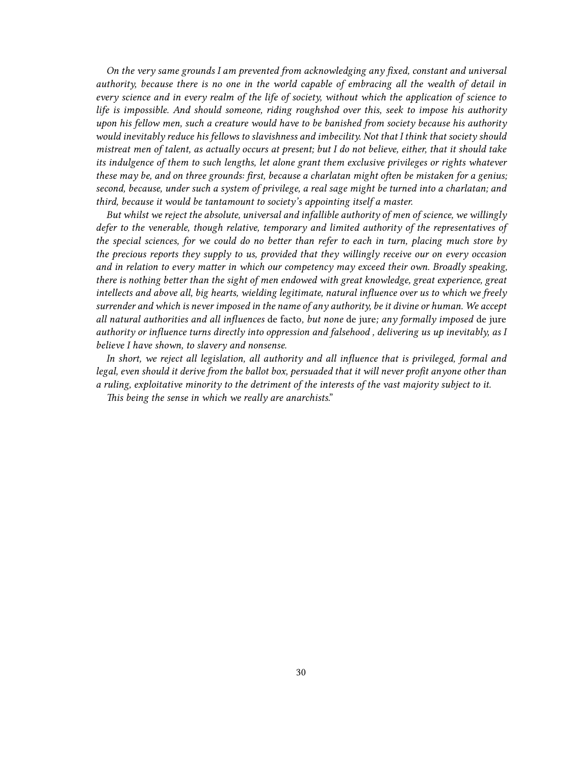*On the very same grounds I am prevented from acknowledging any fixed, constant and universal authority, because there is no one in the world capable of embracing all the wealth of detail in every science and in every realm of the life of society, without which the application of science to life is impossible. And should someone, riding roughshod over this, seek to impose his authority upon his fellow men, such a creature would have to be banished from society because his authority would inevitably reduce his fellows to slavishness and imbecility. Not that I think that society should mistreat men of talent, as actually occurs at present; but I do not believe, either, that it should take its indulgence of them to such lengths, let alone grant them exclusive privileges or rights whatever these may be, and on three grounds: first, because a charlatan might often be mistaken for a genius; second, because, under such a system of privilege, a real sage might be turned into a charlatan; and third, because it would be tantamount to society's appointing itself a master.*

*But whilst we reject the absolute, universal and infallible authority of men of science, we willingly defer to the venerable, though relative, temporary and limited authority of the representatives of the special sciences, for we could do no better than refer to each in turn, placing much store by the precious reports they supply to us, provided that they willingly receive our on every occasion and in relation to every matter in which our competency may exceed their own. Broadly speaking, there is nothing better than the sight of men endowed with great knowledge, great experience, great intellects and above all, big hearts, wielding legitimate, natural influence over us to which we freely surrender and which is never imposed in the name of any authority, be it divine or human. We accept all natural authorities and all influences* de facto*, but none* de jure*; any formally imposed* de jure *authority or influence turns directly into oppression and falsehood , delivering us up inevitably, as I believe I have shown, to slavery and nonsense.*

*In short, we reject all legislation, all authority and all influence that is privileged, formal and legal, even should it derive from the ballot box, persuaded that it will never profit anyone other than a ruling, exploitative minority to the detriment of the interests of the vast majority subject to it.*

*This being the sense in which we really are anarchists.*"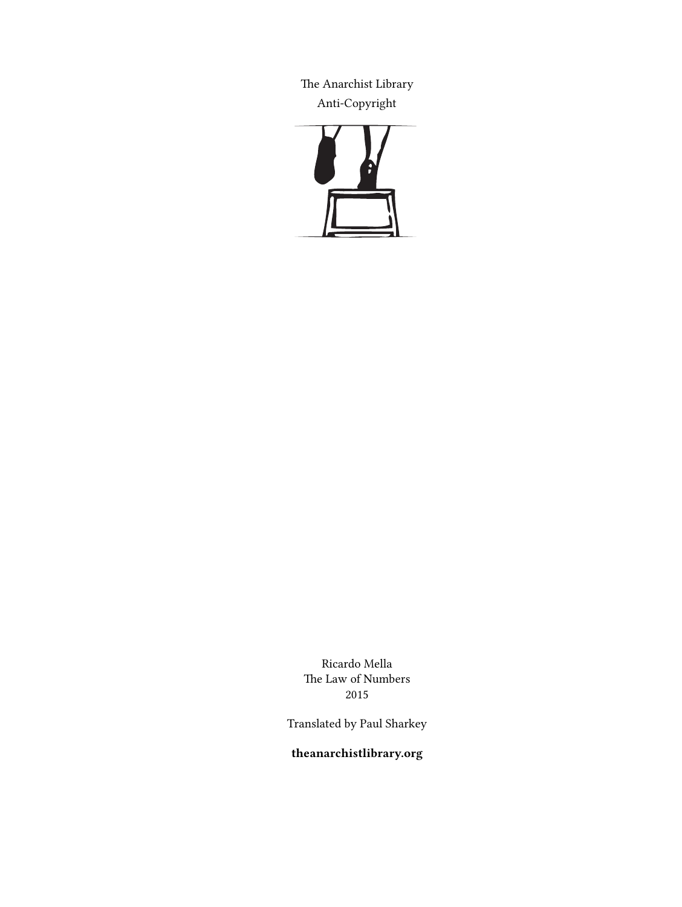The Anarchist Library
Anti-Copyright

Ricardo Mella
The Law of Numbers
2015

Translated by Paul Sharkey

**theanarchistlibrary.org**